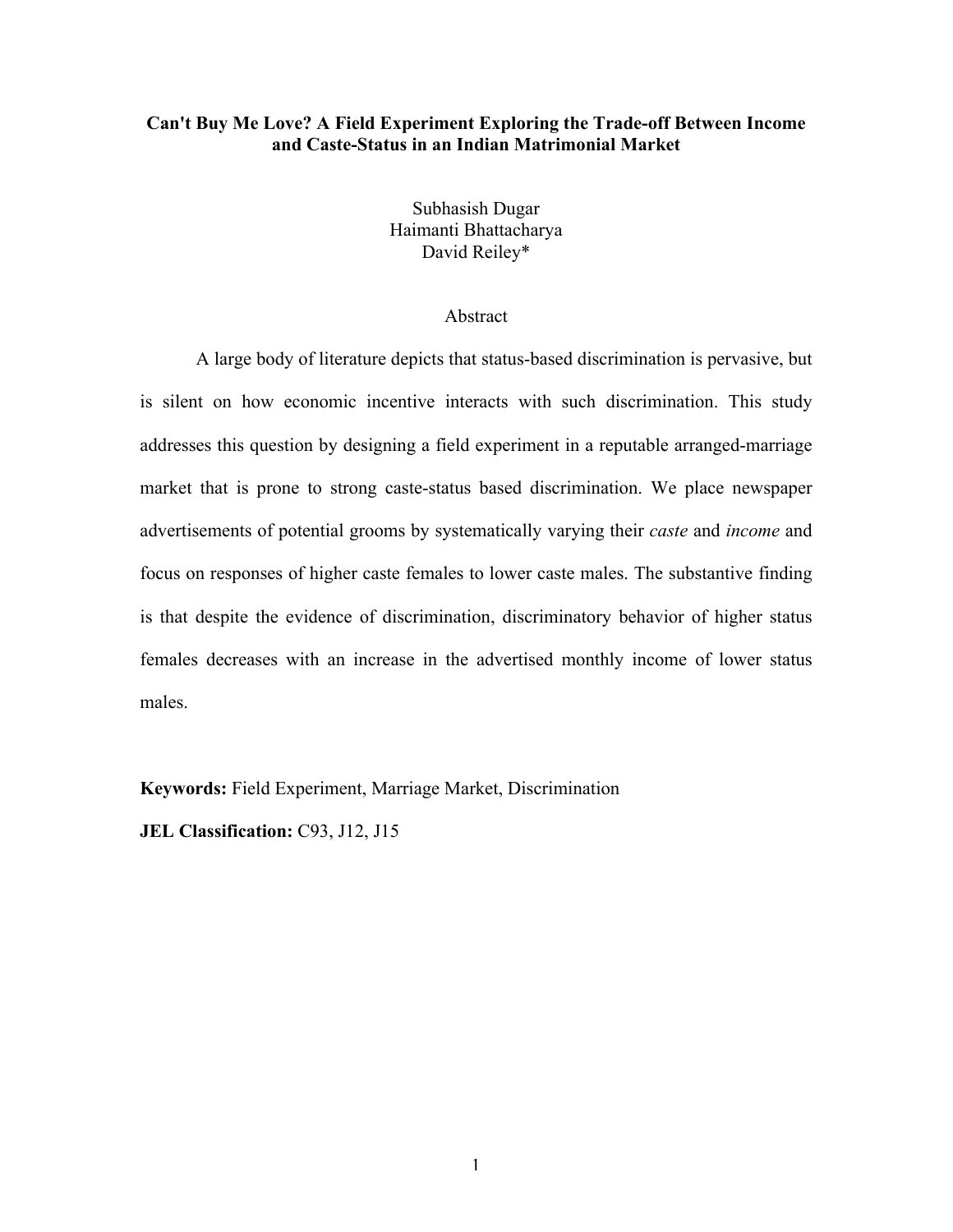# Can't Buy Me Love? A Field Experiment Exploring the Trade-off Between Income and Caste-Status in an Indian Matrimonial Market

Subhasish Dugar
Haimanti Bhattacharya
David Reiley*

## Abstract

A large body of literature depicts that status-based discrimination is pervasive, but is silent on how economic incentive interacts with such discrimination. This study addresses this question by designing a field experiment in a reputable arranged-marriage market that is prone to strong caste-status based discrimination. We place newspaper advertisements of potential grooms by systematically varying their *caste* and *income* and focus on responses of higher caste females to lower caste males. The substantive finding is that despite the evidence of discrimination, discriminatory behavior of higher status females decreases with an increase in the advertised monthly income of lower status males.

**Keywords:** Field Experiment, Marriage Market, Discrimination

**JEL Classification:** C93, J12, J15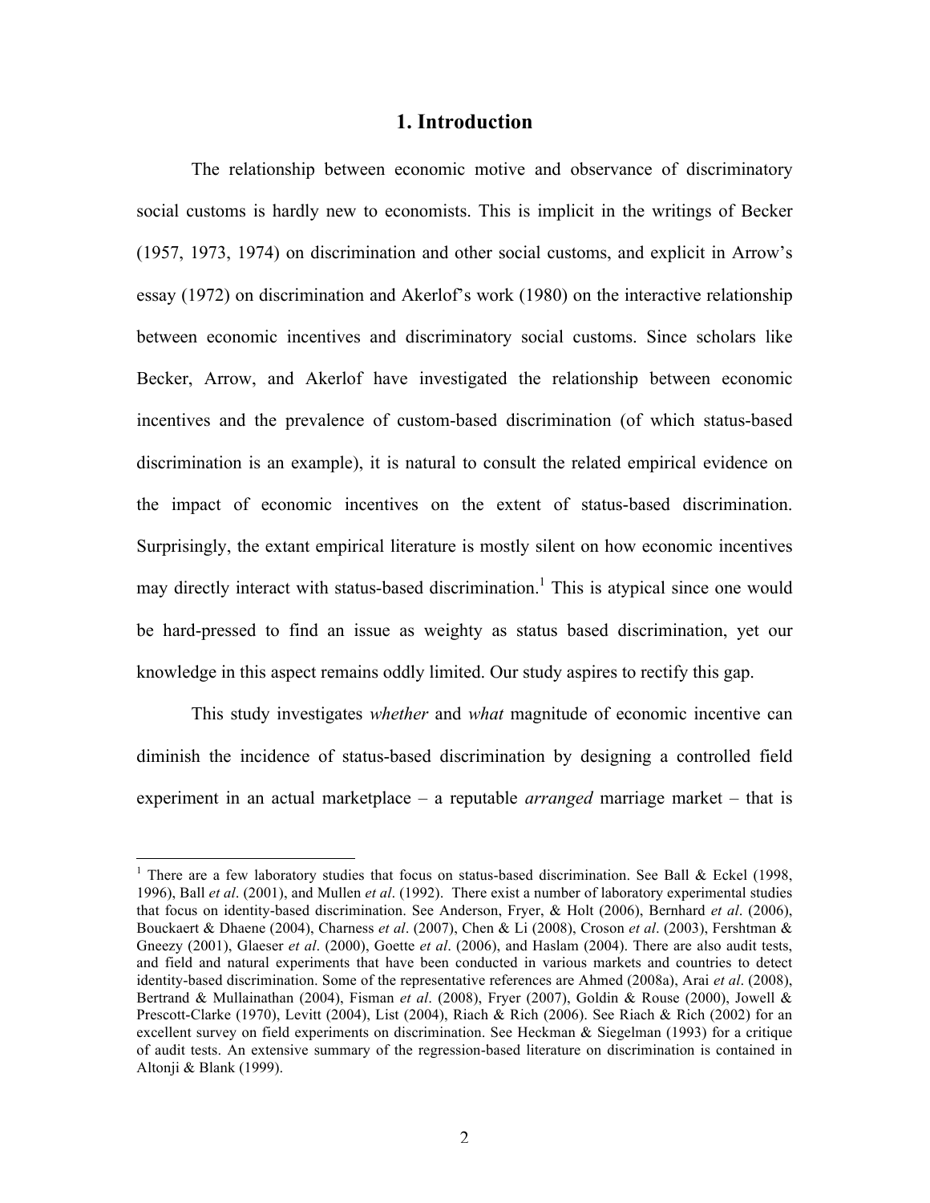# 1. Introduction

The relationship between economic motive and observance of discriminatory social customs is hardly new to economists. This is implicit in the writings of Becker (1957, 1973, 1974) on discrimination and other social customs, and explicit in Arrow's essay (1972) on discrimination and Akerlof's work (1980) on the interactive relationship between economic incentives and discriminatory social customs. Since scholars like Becker, Arrow, and Akerlof have investigated the relationship between economic incentives and the prevalence of custom-based discrimination (of which status-based discrimination is an example), it is natural to consult the related empirical evidence on the impact of economic incentives on the extent of status-based discrimination. Surprisingly, the extant empirical literature is mostly silent on how economic incentives may directly interact with status-based discrimination.[1] This is atypical since one would be hard-pressed to find an issue as weighty as status based discrimination, yet our knowledge in this aspect remains oddly limited. Our study aspires to rectify this gap.

This study investigates *whether* and *what* magnitude of economic incentive can diminish the incidence of status-based discrimination by designing a controlled field experiment in an actual marketplace – a reputable *arranged* marriage market – that is

---

[1] There are a few laboratory studies that focus on status-based discrimination. See Ball & Eckel (1998, 1996), Ball *et al*. (2001), and Mullen *et al*. (1992). There exist a number of laboratory experimental studies that focus on identity-based discrimination. See Anderson, Fryer, & Holt (2006), Bernhard *et al*. (2006), Bouckaert & Dhaene (2004), Charness *et al*. (2007), Chen & Li (2008), Croson *et al*. (2003), Fershtman & Gneezy (2001), Glaeser *et al*. (2000), Goette *et al*. (2006), and Haslam (2004). There are also audit tests, and field and natural experiments that have been conducted in various markets and countries to detect identity-based discrimination. Some of the representative references are Ahmed (2008a), Arai *et al*. (2008), Bertrand & Mullainathan (2004), Fisman *et al*. (2008), Fryer (2007), Goldin & Rouse (2000), Jowell & Prescott-Clarke (1970), Levitt (2004), List (2004), Riach & Rich (2006). See Riach & Rich (2002) for an excellent survey on field experiments on discrimination. See Heckman & Siegelman (1993) for a critique of audit tests. An extensive summary of the regression-based literature on discrimination is contained in Altonji & Blank (1999).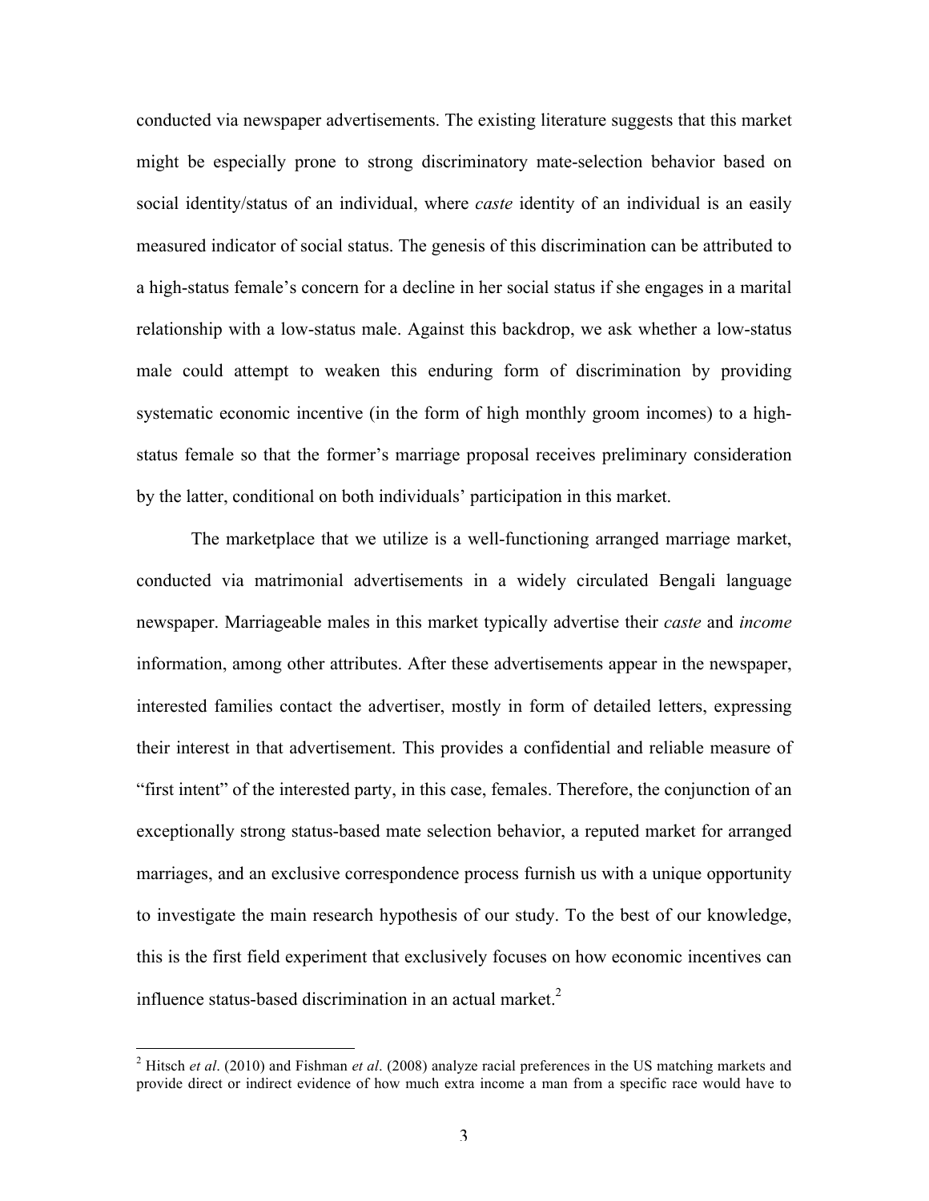conducted via newspaper advertisements. The existing literature suggests that this market might be especially prone to strong discriminatory mate-selection behavior based on social identity/status of an individual, where *caste* identity of an individual is an easily measured indicator of social status. The genesis of this discrimination can be attributed to a high-status female's concern for a decline in her social status if she engages in a marital relationship with a low-status male. Against this backdrop, we ask whether a low-status male could attempt to weaken this enduring form of discrimination by providing systematic economic incentive (in the form of high monthly groom incomes) to a high-status female so that the former's marriage proposal receives preliminary consideration by the latter, conditional on both individuals' participation in this market.

The marketplace that we utilize is a well-functioning arranged marriage market, conducted via matrimonial advertisements in a widely circulated Bengali language newspaper. Marriageable males in this market typically advertise their *caste* and *income* information, among other attributes. After these advertisements appear in the newspaper, interested families contact the advertiser, mostly in form of detailed letters, expressing their interest in that advertisement. This provides a confidential and reliable measure of "first intent" of the interested party, in this case, females. Therefore, the conjunction of an exceptionally strong status-based mate selection behavior, a reputed market for arranged marriages, and an exclusive correspondence process furnish us with a unique opportunity to investigate the main research hypothesis of our study. To the best of our knowledge, this is the first field experiment that exclusively focuses on how economic incentives can influence status-based discrimination in an actual market.[2]

[2] Hitsch *et al*. (2010) and Fishman *et al*. (2008) analyze racial preferences in the US matching markets and provide direct or indirect evidence of how much extra income a man from a specific race would have to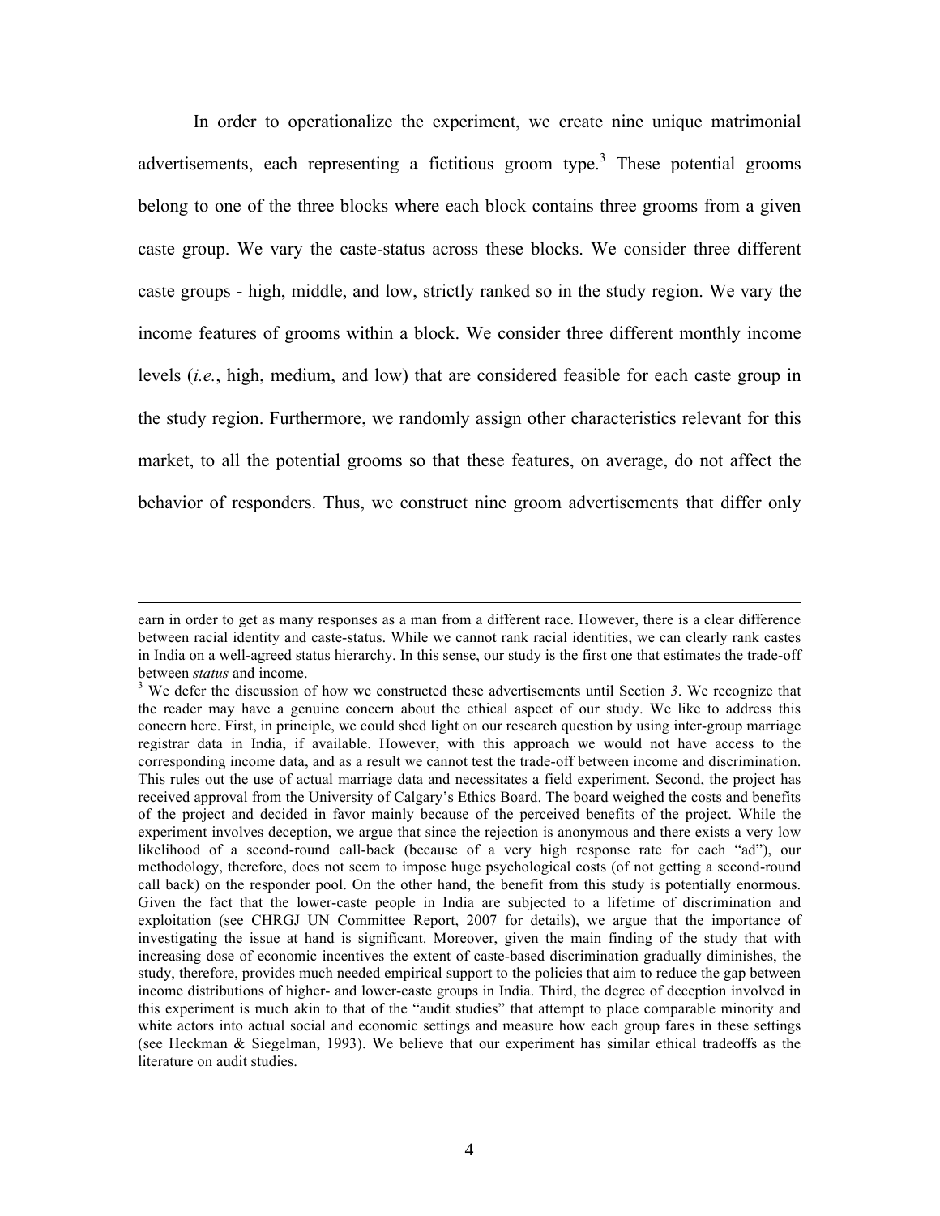In order to operationalize the experiment, we create nine unique matrimonial advertisements, each representing a fictitious groom type.[3] These potential grooms belong to one of the three blocks where each block contains three grooms from a given caste group. We vary the caste-status across these blocks. We consider three different caste groups - high, middle, and low, strictly ranked so in the study region. We vary the income features of grooms within a block. We consider three different monthly income levels (*i.e.*, high, medium, and low) that are considered feasible for each caste group in the study region. Furthermore, we randomly assign other characteristics relevant for this market, to all the potential grooms so that these features, on average, do not affect the behavior of responders. Thus, we construct nine groom advertisements that differ only

---

earn in order to get as many responses as a man from a different race. However, there is a clear difference between racial identity and caste-status. While we cannot rank racial identities, we can clearly rank castes in India on a well-agreed status hierarchy. In this sense, our study is the first one that estimates the trade-off between *status* and income.

[3] We defer the discussion of how we constructed these advertisements until Section *3*. We recognize that the reader may have a genuine concern about the ethical aspect of our study. We like to address this concern here. First, in principle, we could shed light on our research question by using inter-group marriage registrar data in India, if available. However, with this approach we would not have access to the corresponding income data, and as a result we cannot test the trade-off between income and discrimination. This rules out the use of actual marriage data and necessitates a field experiment. Second, the project has received approval from the University of Calgary's Ethics Board. The board weighed the costs and benefits of the project and decided in favor mainly because of the perceived benefits of the project. While the experiment involves deception, we argue that since the rejection is anonymous and there exists a very low likelihood of a second-round call-back (because of a very high response rate for each "ad"), our methodology, therefore, does not seem to impose huge psychological costs (of not getting a second-round call back) on the responder pool. On the other hand, the benefit from this study is potentially enormous. Given the fact that the lower-caste people in India are subjected to a lifetime of discrimination and exploitation (see CHRGJ UN Committee Report, 2007 for details), we argue that the importance of investigating the issue at hand is significant. Moreover, given the main finding of the study that with increasing dose of economic incentives the extent of caste-based discrimination gradually diminishes, the study, therefore, provides much needed empirical support to the policies that aim to reduce the gap between income distributions of higher- and lower-caste groups in India. Third, the degree of deception involved in this experiment is much akin to that of the "audit studies" that attempt to place comparable minority and white actors into actual social and economic settings and measure how each group fares in these settings (see Heckman & Siegelman, 1993). We believe that our experiment has similar ethical tradeoffs as the literature on audit studies.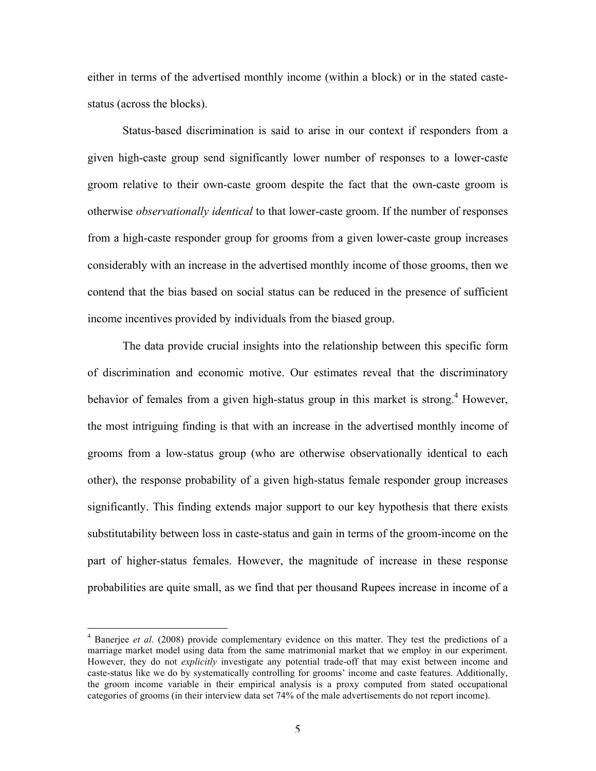either in terms of the advertised monthly income (within a block) or in the stated caste-status (across the blocks).

Status-based discrimination is said to arise in our context if responders from a given high-caste group send significantly lower number of responses to a lower-caste groom relative to their own-caste groom despite the fact that the own-caste groom is otherwise *observationally identical* to that lower-caste groom. If the number of responses from a high-caste responder group for grooms from a given lower-caste group increases considerably with an increase in the advertised monthly income of those grooms, then we contend that the bias based on social status can be reduced in the presence of sufficient income incentives provided by individuals from the biased group.

The data provide crucial insights into the relationship between this specific form of discrimination and economic motive. Our estimates reveal that the discriminatory behavior of females from a given high-status group in this market is strong.[4] However, the most intriguing finding is that with an increase in the advertised monthly income of grooms from a low-status group (who are otherwise observationally identical to each other), the response probability of a given high-status female responder group increases significantly. This finding extends major support to our key hypothesis that there exists substitutability between loss in caste-status and gain in terms of the groom-income on the part of higher-status females. However, the magnitude of increase in these response probabilities are quite small, as we find that per thousand Rupees increase in income of a

---

[4] Banerjee *et al*. (2008) provide complementary evidence on this matter. They test the predictions of a marriage market model using data from the same matrimonial market that we employ in our experiment. However, they do not *explicitly* investigate any potential trade-off that may exist between income and caste-status like we do by systematically controlling for grooms' income and caste features. Additionally, the groom income variable in their empirical analysis is a proxy computed from stated occupational categories of grooms (in their interview data set 74% of the male advertisements do not report income).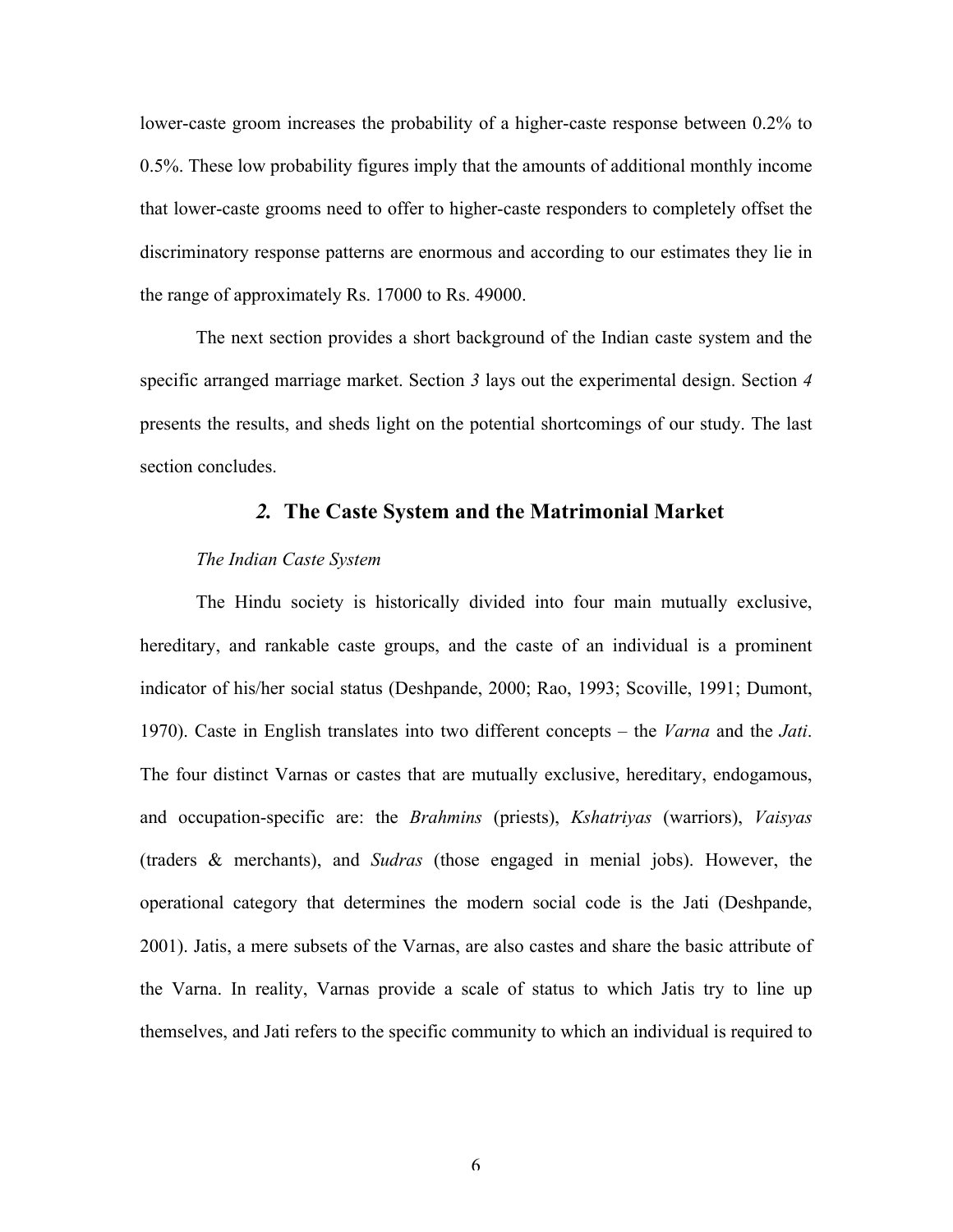lower-caste groom increases the probability of a higher-caste response between 0.2% to 0.5%. These low probability figures imply that the amounts of additional monthly income that lower-caste grooms need to offer to higher-caste responders to completely offset the discriminatory response patterns are enormous and according to our estimates they lie in the range of approximately Rs. 17000 to Rs. 49000.

The next section provides a short background of the Indian caste system and the specific arranged marriage market. Section *3* lays out the experimental design. Section *4* presents the results, and sheds light on the potential shortcomings of our study. The last section concludes.

## *2.* The Caste System and the Matrimonial Market

*The Indian Caste System*

The Hindu society is historically divided into four main mutually exclusive, hereditary, and rankable caste groups, and the caste of an individual is a prominent indicator of his/her social status (Deshpande, 2000; Rao, 1993; Scoville, 1991; Dumont, 1970). Caste in English translates into two different concepts – the *Varna* and the *Jati*. The four distinct Varnas or castes that are mutually exclusive, hereditary, endogamous, and occupation-specific are: the *Brahmins* (priests), *Kshatriyas* (warriors), *Vaisyas* (traders & merchants), and *Sudras* (those engaged in menial jobs). However, the operational category that determines the modern social code is the Jati (Deshpande, 2001). Jatis, a mere subsets of the Varnas, are also castes and share the basic attribute of the Varna. In reality, Varnas provide a scale of status to which Jatis try to line up themselves, and Jati refers to the specific community to which an individual is required to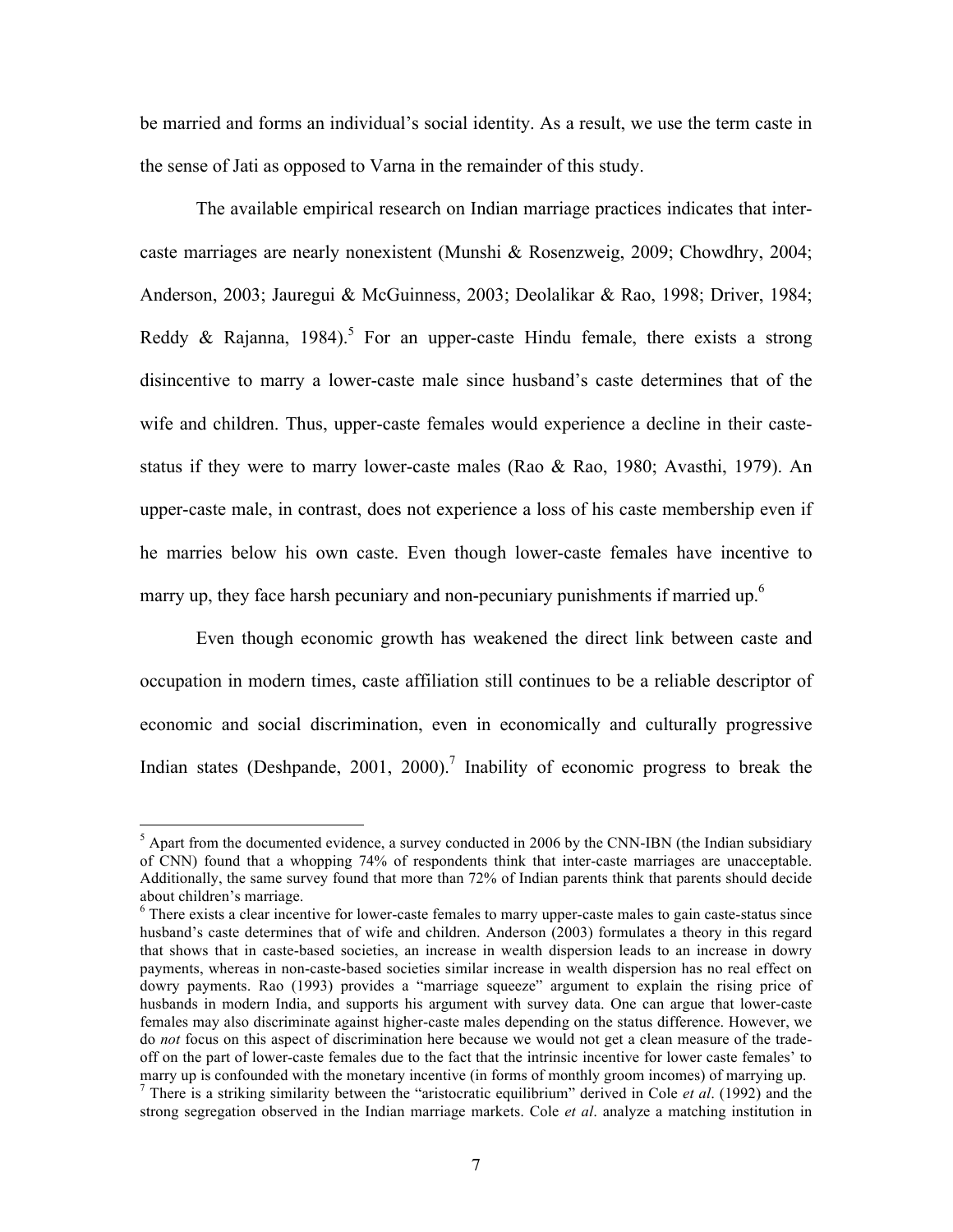be married and forms an individual's social identity. As a result, we use the term caste in the sense of Jati as opposed to Varna in the remainder of this study.

The available empirical research on Indian marriage practices indicates that inter-caste marriages are nearly nonexistent (Munshi & Rosenzweig, 2009; Chowdhry, 2004; Anderson, 2003; Jauregui & McGuinness, 2003; Deolalikar & Rao, 1998; Driver, 1984; Reddy & Rajanna, 1984).[5] For an upper-caste Hindu female, there exists a strong disincentive to marry a lower-caste male since husband's caste determines that of the wife and children. Thus, upper-caste females would experience a decline in their caste-status if they were to marry lower-caste males (Rao & Rao, 1980; Avasthi, 1979). An upper-caste male, in contrast, does not experience a loss of his caste membership even if he marries below his own caste. Even though lower-caste females have incentive to marry up, they face harsh pecuniary and non-pecuniary punishments if married up.[6]

Even though economic growth has weakened the direct link between caste and occupation in modern times, caste affiliation still continues to be a reliable descriptor of economic and social discrimination, even in economically and culturally progressive Indian states (Deshpande, 2001, 2000).[7] Inability of economic progress to break the

---

[5] Apart from the documented evidence, a survey conducted in 2006 by the CNN-IBN (the Indian subsidiary of CNN) found that a whopping 74% of respondents think that inter-caste marriages are unacceptable. Additionally, the same survey found that more than 72% of Indian parents think that parents should decide about children's marriage.

[6] There exists a clear incentive for lower-caste females to marry upper-caste males to gain caste-status since husband's caste determines that of wife and children. Anderson (2003) formulates a theory in this regard that shows that in caste-based societies, an increase in wealth dispersion leads to an increase in dowry payments, whereas in non-caste-based societies similar increase in wealth dispersion has no real effect on dowry payments. Rao (1993) provides a "marriage squeeze" argument to explain the rising price of husbands in modern India, and supports his argument with survey data. One can argue that lower-caste females may also discriminate against higher-caste males depending on the status difference. However, we do *not* focus on this aspect of discrimination here because we would not get a clean measure of the trade-off on the part of lower-caste females due to the fact that the intrinsic incentive for lower caste females' to marry up is confounded with the monetary incentive (in forms of monthly groom incomes) of marrying up.

[7] There is a striking similarity between the "aristocratic equilibrium" derived in Cole *et al*. (1992) and the strong segregation observed in the Indian marriage markets. Cole *et al*. analyze a matching institution in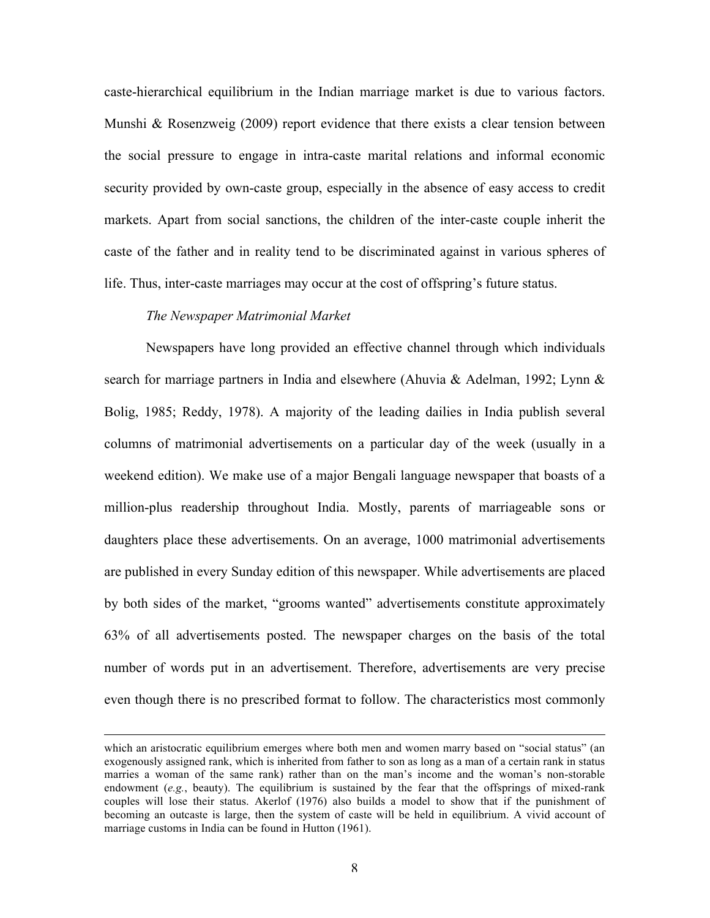caste-hierarchical equilibrium in the Indian marriage market is due to various factors. Munshi & Rosenzweig (2009) report evidence that there exists a clear tension between the social pressure to engage in intra-caste marital relations and informal economic security provided by own-caste group, especially in the absence of easy access to credit markets. Apart from social sanctions, the children of the inter-caste couple inherit the caste of the father and in reality tend to be discriminated against in various spheres of life. Thus, inter-caste marriages may occur at the cost of offspring's future status.

*The Newspaper Matrimonial Market*

Newspapers have long provided an effective channel through which individuals search for marriage partners in India and elsewhere (Ahuvia & Adelman, 1992; Lynn & Bolig, 1985; Reddy, 1978). A majority of the leading dailies in India publish several columns of matrimonial advertisements on a particular day of the week (usually in a weekend edition). We make use of a major Bengali language newspaper that boasts of a million-plus readership throughout India. Mostly, parents of marriageable sons or daughters place these advertisements. On an average, 1000 matrimonial advertisements are published in every Sunday edition of this newspaper. While advertisements are placed by both sides of the market, "grooms wanted" advertisements constitute approximately 63% of all advertisements posted. The newspaper charges on the basis of the total number of words put in an advertisement. Therefore, advertisements are very precise even though there is no prescribed format to follow. The characteristics most commonly

---

which an aristocratic equilibrium emerges where both men and women marry based on "social status" (an exogenously assigned rank, which is inherited from father to son as long as a man of a certain rank in status marries a woman of the same rank) rather than on the man's income and the woman's non-storable endowment (*e.g.*, beauty). The equilibrium is sustained by the fear that the offsprings of mixed-rank couples will lose their status. Akerlof (1976) also builds a model to show that if the punishment of becoming an outcaste is large, then the system of caste will be held in equilibrium. A vivid account of marriage customs in India can be found in Hutton (1961).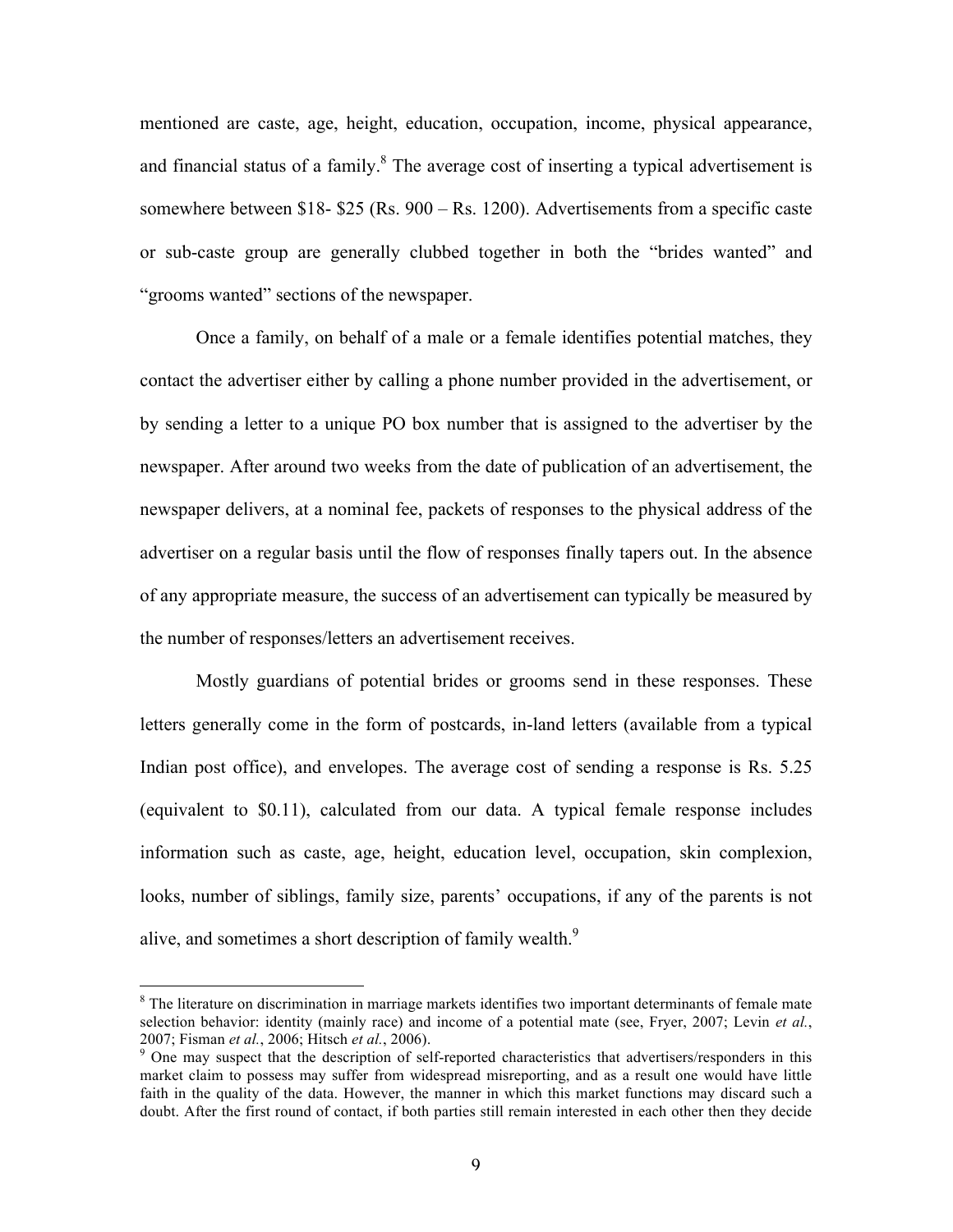mentioned are caste, age, height, education, occupation, income, physical appearance, and financial status of a family.[8] The average cost of inserting a typical advertisement is somewhere between $18- $25 (Rs. 900 – Rs. 1200). Advertisements from a specific caste or sub-caste group are generally clubbed together in both the "brides wanted" and "grooms wanted" sections of the newspaper.

Once a family, on behalf of a male or a female identifies potential matches, they contact the advertiser either by calling a phone number provided in the advertisement, or by sending a letter to a unique PO box number that is assigned to the advertiser by the newspaper. After around two weeks from the date of publication of an advertisement, the newspaper delivers, at a nominal fee, packets of responses to the physical address of the advertiser on a regular basis until the flow of responses finally tapers out. In the absence of any appropriate measure, the success of an advertisement can typically be measured by the number of responses/letters an advertisement receives.

Mostly guardians of potential brides or grooms send in these responses. These letters generally come in the form of postcards, in-land letters (available from a typical Indian post office), and envelopes. The average cost of sending a response is Rs. 5.25 (equivalent to $0.11), calculated from our data. A typical female response includes information such as caste, age, height, education level, occupation, skin complexion, looks, number of siblings, family size, parents' occupations, if any of the parents is not alive, and sometimes a short description of family wealth.[9]

---

[8] The literature on discrimination in marriage markets identifies two important determinants of female mate selection behavior: identity (mainly race) and income of a potential mate (see, Fryer, 2007; Levin *et al.*, 2007; Fisman *et al.*, 2006; Hitsch *et al.*, 2006).

[9] One may suspect that the description of self-reported characteristics that advertisers/responders in this market claim to possess may suffer from widespread misreporting, and as a result one would have little faith in the quality of the data. However, the manner in which this market functions may discard such a doubt. After the first round of contact, if both parties still remain interested in each other then they decide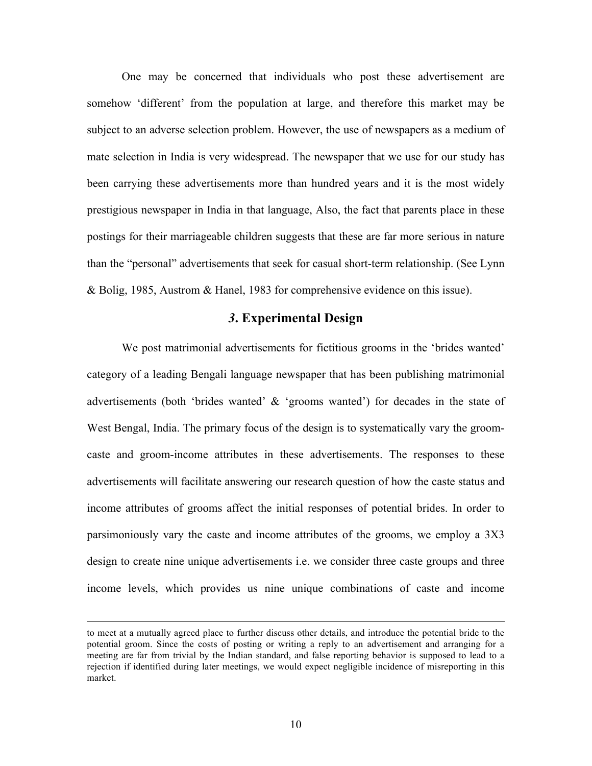One may be concerned that individuals who post these advertisement are somehow 'different' from the population at large, and therefore this market may be subject to an adverse selection problem. However, the use of newspapers as a medium of mate selection in India is very widespread. The newspaper that we use for our study has been carrying these advertisements more than hundred years and it is the most widely prestigious newspaper in India in that language, Also, the fact that parents place in these postings for their marriageable children suggests that these are far more serious in nature than the "personal" advertisements that seek for casual short-term relationship. (See Lynn & Bolig, 1985, Austrom & Hanel, 1983 for comprehensive evidence on this issue).

## *3*. Experimental Design

We post matrimonial advertisements for fictitious grooms in the 'brides wanted' category of a leading Bengali language newspaper that has been publishing matrimonial advertisements (both 'brides wanted' & 'grooms wanted') for decades in the state of West Bengal, India. The primary focus of the design is to systematically vary the groom-caste and groom-income attributes in these advertisements. The responses to these advertisements will facilitate answering our research question of how the caste status and income attributes of grooms affect the initial responses of potential brides. In order to parsimoniously vary the caste and income attributes of the grooms, we employ a 3X3 design to create nine unique advertisements i.e. we consider three caste groups and three income levels, which provides us nine unique combinations of caste and income

---

to meet at a mutually agreed place to further discuss other details, and introduce the potential bride to the potential groom. Since the costs of posting or writing a reply to an advertisement and arranging for a meeting are far from trivial by the Indian standard, and false reporting behavior is supposed to lead to a rejection if identified during later meetings, we would expect negligible incidence of misreporting in this market.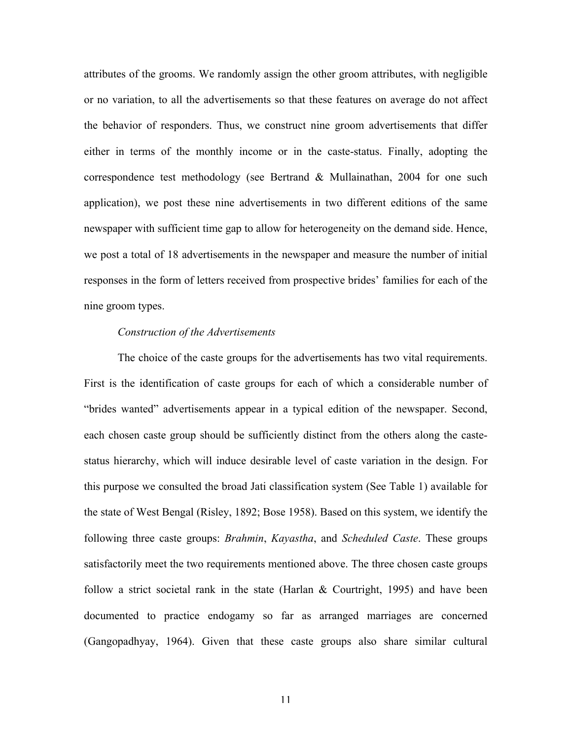attributes of the grooms. We randomly assign the other groom attributes, with negligible or no variation, to all the advertisements so that these features on average do not affect the behavior of responders. Thus, we construct nine groom advertisements that differ either in terms of the monthly income or in the caste-status. Finally, adopting the correspondence test methodology (see Bertrand & Mullainathan, 2004 for one such application), we post these nine advertisements in two different editions of the same newspaper with sufficient time gap to allow for heterogeneity on the demand side. Hence, we post a total of 18 advertisements in the newspaper and measure the number of initial responses in the form of letters received from prospective brides' families for each of the nine groom types.

*Construction of the Advertisements*

The choice of the caste groups for the advertisements has two vital requirements. First is the identification of caste groups for each of which a considerable number of "brides wanted" advertisements appear in a typical edition of the newspaper. Second, each chosen caste group should be sufficiently distinct from the others along the caste-status hierarchy, which will induce desirable level of caste variation in the design. For this purpose we consulted the broad Jati classification system (See Table 1) available for the state of West Bengal (Risley, 1892; Bose 1958). Based on this system, we identify the following three caste groups: *Brahmin*, *Kayastha*, and *Scheduled Caste*. These groups satisfactorily meet the two requirements mentioned above. The three chosen caste groups follow a strict societal rank in the state (Harlan & Courtright, 1995) and have been documented to practice endogamy so far as arranged marriages are concerned (Gangopadhyay, 1964). Given that these caste groups also share similar cultural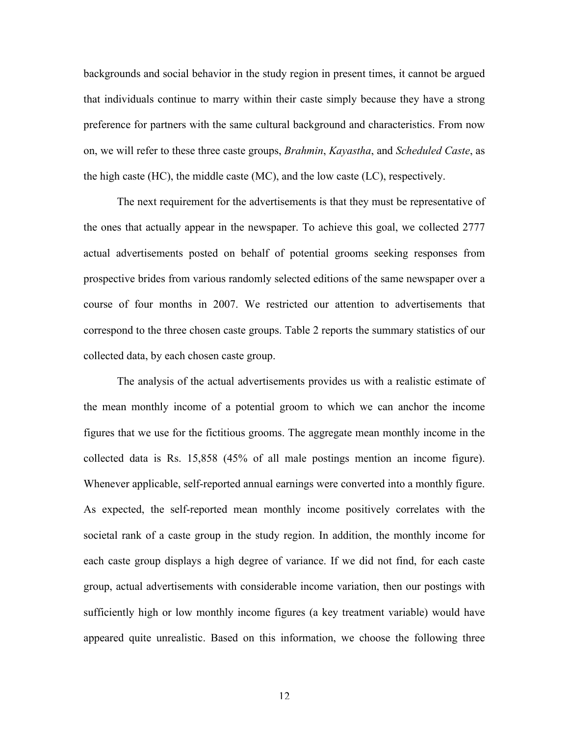backgrounds and social behavior in the study region in present times, it cannot be argued that individuals continue to marry within their caste simply because they have a strong preference for partners with the same cultural background and characteristics. From now on, we will refer to these three caste groups, *Brahmin*, *Kayastha*, and *Scheduled Caste*, as the high caste (HC), the middle caste (MC), and the low caste (LC), respectively.

The next requirement for the advertisements is that they must be representative of the ones that actually appear in the newspaper. To achieve this goal, we collected 2777 actual advertisements posted on behalf of potential grooms seeking responses from prospective brides from various randomly selected editions of the same newspaper over a course of four months in 2007. We restricted our attention to advertisements that correspond to the three chosen caste groups. Table 2 reports the summary statistics of our collected data, by each chosen caste group.

The analysis of the actual advertisements provides us with a realistic estimate of the mean monthly income of a potential groom to which we can anchor the income figures that we use for the fictitious grooms. The aggregate mean monthly income in the collected data is Rs. 15,858 (45% of all male postings mention an income figure). Whenever applicable, self-reported annual earnings were converted into a monthly figure. As expected, the self-reported mean monthly income positively correlates with the societal rank of a caste group in the study region. In addition, the monthly income for each caste group displays a high degree of variance. If we did not find, for each caste group, actual advertisements with considerable income variation, then our postings with sufficiently high or low monthly income figures (a key treatment variable) would have appeared quite unrealistic. Based on this information, we choose the following three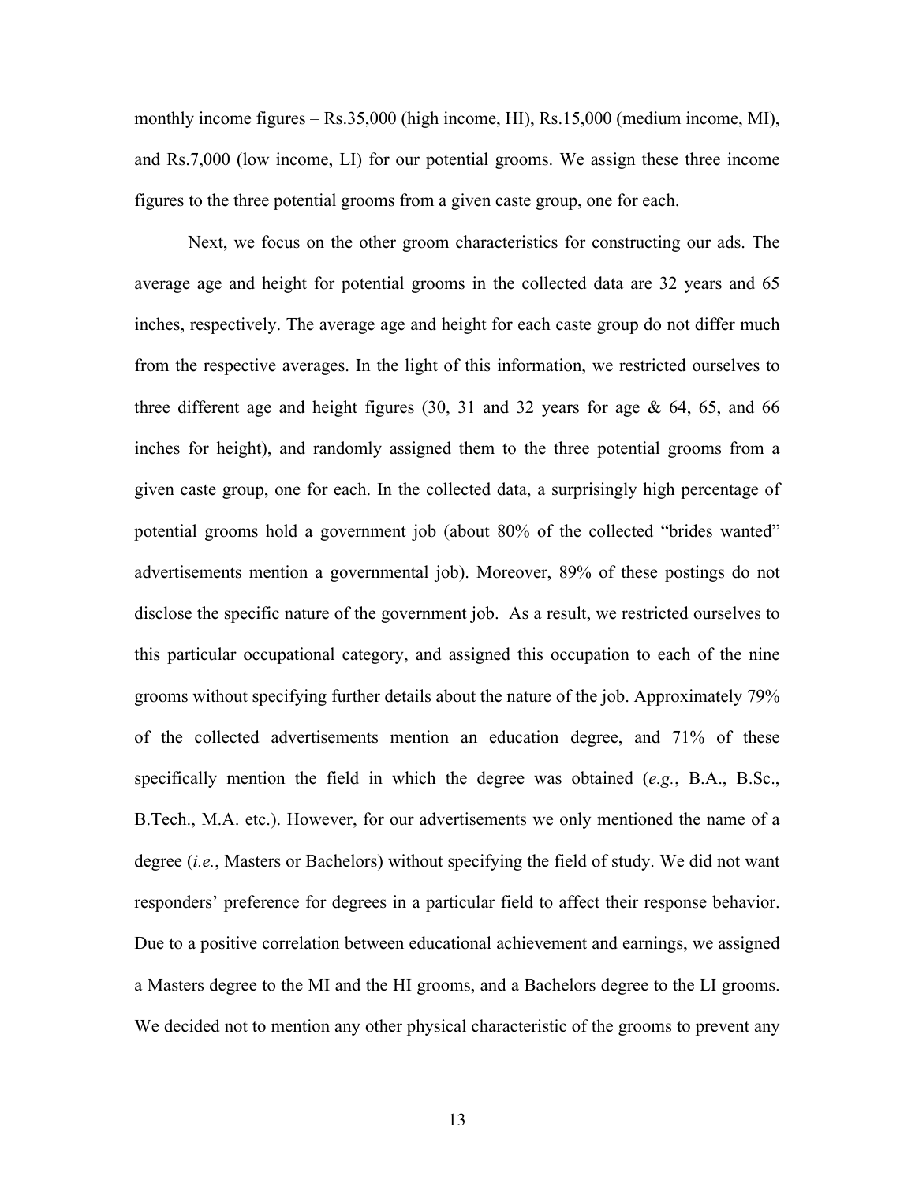monthly income figures – Rs.35,000 (high income, HI), Rs.15,000 (medium income, MI), and Rs.7,000 (low income, LI) for our potential grooms. We assign these three income figures to the three potential grooms from a given caste group, one for each.

Next, we focus on the other groom characteristics for constructing our ads. The average age and height for potential grooms in the collected data are 32 years and 65 inches, respectively. The average age and height for each caste group do not differ much from the respective averages. In the light of this information, we restricted ourselves to three different age and height figures (30, 31 and 32 years for age & 64, 65, and 66 inches for height), and randomly assigned them to the three potential grooms from a given caste group, one for each. In the collected data, a surprisingly high percentage of potential grooms hold a government job (about 80% of the collected "brides wanted" advertisements mention a governmental job). Moreover, 89% of these postings do not disclose the specific nature of the government job. As a result, we restricted ourselves to this particular occupational category, and assigned this occupation to each of the nine grooms without specifying further details about the nature of the job. Approximately 79% of the collected advertisements mention an education degree, and 71% of these specifically mention the field in which the degree was obtained (*e.g.*, B.A., B.Sc., B.Tech., M.A. etc.). However, for our advertisements we only mentioned the name of a degree (*i.e.*, Masters or Bachelors) without specifying the field of study. We did not want responders' preference for degrees in a particular field to affect their response behavior. Due to a positive correlation between educational achievement and earnings, we assigned a Masters degree to the MI and the HI grooms, and a Bachelors degree to the LI grooms. We decided not to mention any other physical characteristic of the grooms to prevent any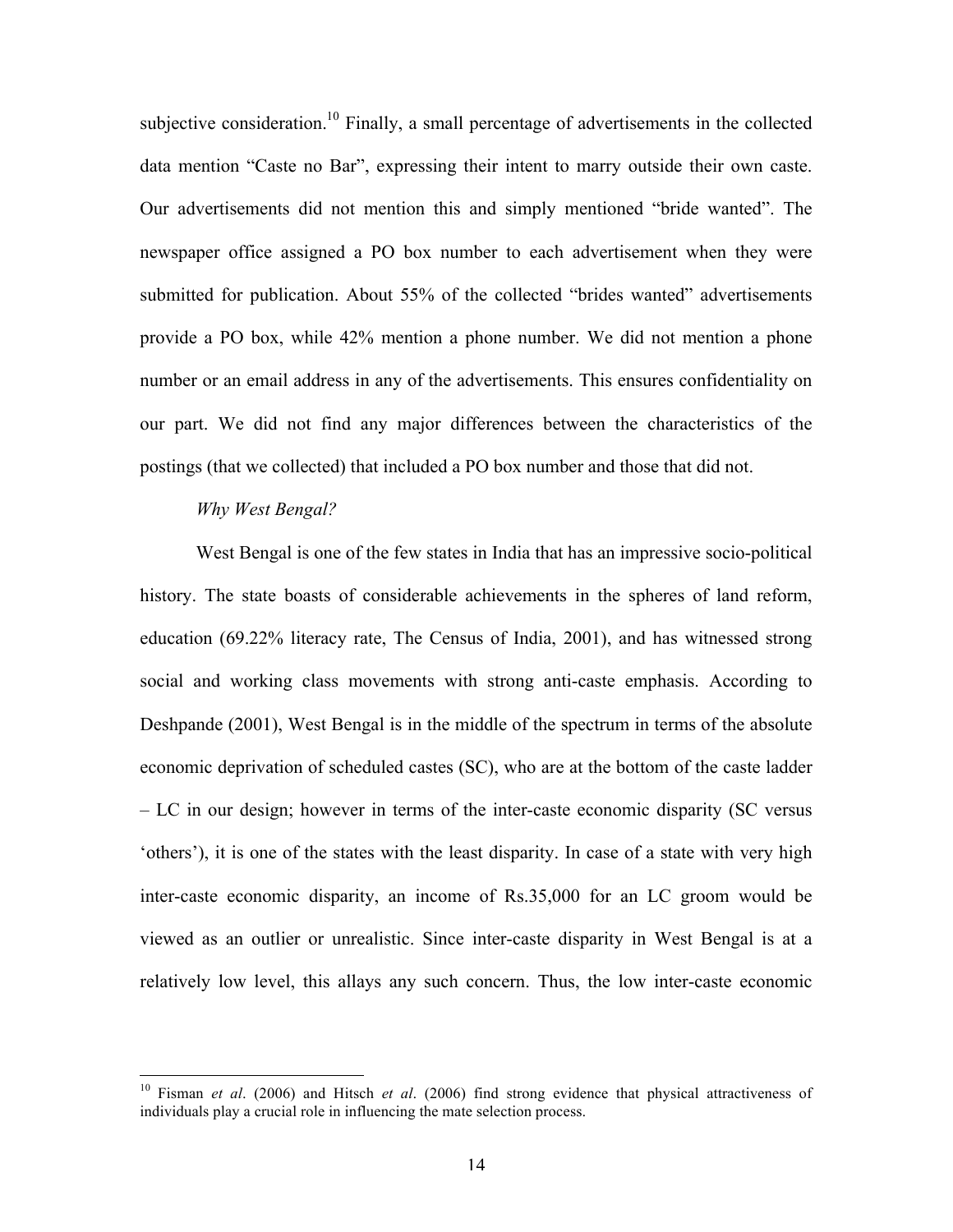subjective consideration.[10] Finally, a small percentage of advertisements in the collected data mention "Caste no Bar", expressing their intent to marry outside their own caste. Our advertisements did not mention this and simply mentioned "bride wanted". The newspaper office assigned a PO box number to each advertisement when they were submitted for publication. About 55% of the collected "brides wanted" advertisements provide a PO box, while 42% mention a phone number. We did not mention a phone number or an email address in any of the advertisements. This ensures confidentiality on our part. We did not find any major differences between the characteristics of the postings (that we collected) that included a PO box number and those that did not.

*Why West Bengal?*

West Bengal is one of the few states in India that has an impressive socio-political history. The state boasts of considerable achievements in the spheres of land reform, education (69.22% literacy rate, The Census of India, 2001), and has witnessed strong social and working class movements with strong anti-caste emphasis. According to Deshpande (2001), West Bengal is in the middle of the spectrum in terms of the absolute economic deprivation of scheduled castes (SC), who are at the bottom of the caste ladder – LC in our design; however in terms of the inter-caste economic disparity (SC versus 'others'), it is one of the states with the least disparity. In case of a state with very high inter-caste economic disparity, an income of Rs.35,000 for an LC groom would be viewed as an outlier or unrealistic. Since inter-caste disparity in West Bengal is at a relatively low level, this allays any such concern. Thus, the low inter-caste economic

[10] Fisman *et al*. (2006) and Hitsch *et al*. (2006) find strong evidence that physical attractiveness of individuals play a crucial role in influencing the mate selection process.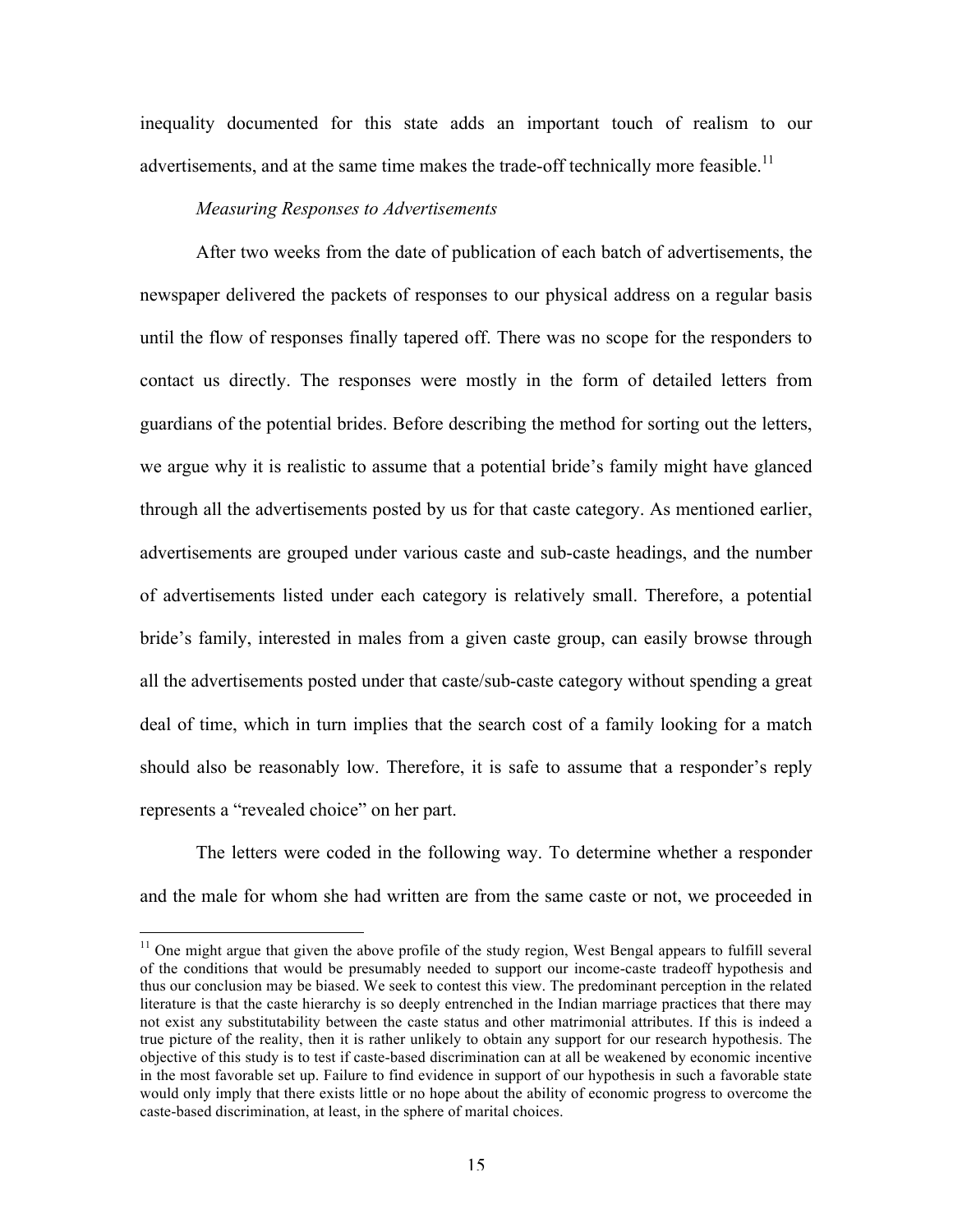inequality documented for this state adds an important touch of realism to our advertisements, and at the same time makes the trade-off technically more feasible.[11]

*Measuring Responses to Advertisements*

After two weeks from the date of publication of each batch of advertisements, the newspaper delivered the packets of responses to our physical address on a regular basis until the flow of responses finally tapered off. There was no scope for the responders to contact us directly. The responses were mostly in the form of detailed letters from guardians of the potential brides. Before describing the method for sorting out the letters, we argue why it is realistic to assume that a potential bride's family might have glanced through all the advertisements posted by us for that caste category. As mentioned earlier, advertisements are grouped under various caste and sub-caste headings, and the number of advertisements listed under each category is relatively small. Therefore, a potential bride's family, interested in males from a given caste group, can easily browse through all the advertisements posted under that caste/sub-caste category without spending a great deal of time, which in turn implies that the search cost of a family looking for a match should also be reasonably low. Therefore, it is safe to assume that a responder's reply represents a "revealed choice" on her part.

The letters were coded in the following way. To determine whether a responder and the male for whom she had written are from the same caste or not, we proceeded in

[11] One might argue that given the above profile of the study region, West Bengal appears to fulfill several of the conditions that would be presumably needed to support our income-caste tradeoff hypothesis and thus our conclusion may be biased. We seek to contest this view. The predominant perception in the related literature is that the caste hierarchy is so deeply entrenched in the Indian marriage practices that there may not exist any substitutability between the caste status and other matrimonial attributes. If this is indeed a true picture of the reality, then it is rather unlikely to obtain any support for our research hypothesis. The objective of this study is to test if caste-based discrimination can at all be weakened by economic incentive in the most favorable set up. Failure to find evidence in support of our hypothesis in such a favorable state would only imply that there exists little or no hope about the ability of economic progress to overcome the caste-based discrimination, at least, in the sphere of marital choices.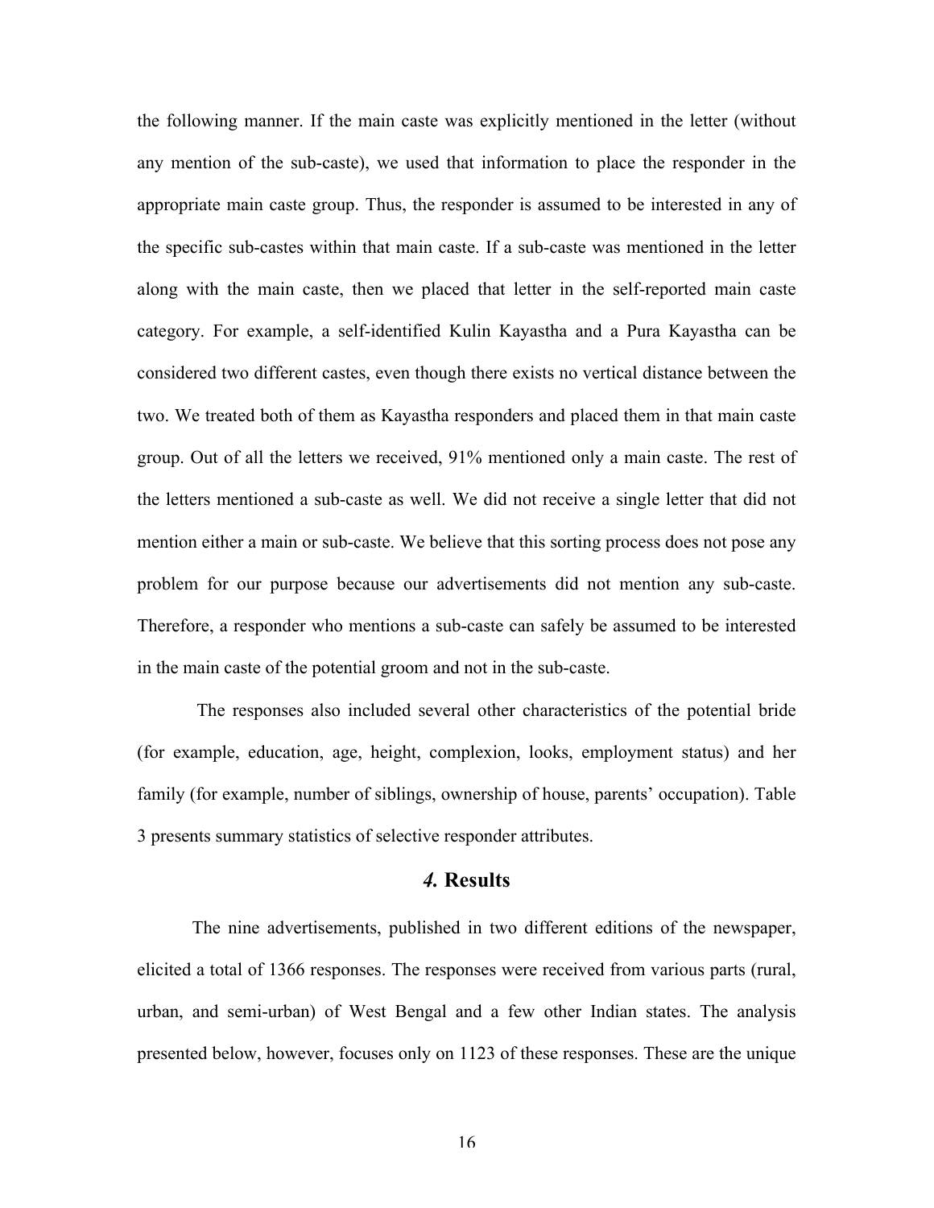the following manner. If the main caste was explicitly mentioned in the letter (without any mention of the sub-caste), we used that information to place the responder in the appropriate main caste group. Thus, the responder is assumed to be interested in any of the specific sub-castes within that main caste. If a sub-caste was mentioned in the letter along with the main caste, then we placed that letter in the self-reported main caste category. For example, a self-identified Kulin Kayastha and a Pura Kayastha can be considered two different castes, even though there exists no vertical distance between the two. We treated both of them as Kayastha responders and placed them in that main caste group. Out of all the letters we received, 91% mentioned only a main caste. The rest of the letters mentioned a sub-caste as well. We did not receive a single letter that did not mention either a main or sub-caste. We believe that this sorting process does not pose any problem for our purpose because our advertisements did not mention any sub-caste. Therefore, a responder who mentions a sub-caste can safely be assumed to be interested in the main caste of the potential groom and not in the sub-caste.

The responses also included several other characteristics of the potential bride (for example, education, age, height, complexion, looks, employment status) and her family (for example, number of siblings, ownership of house, parents' occupation). Table 3 presents summary statistics of selective responder attributes.

## *4.* Results

The nine advertisements, published in two different editions of the newspaper, elicited a total of 1366 responses. The responses were received from various parts (rural, urban, and semi-urban) of West Bengal and a few other Indian states. The analysis presented below, however, focuses only on 1123 of these responses. These are the unique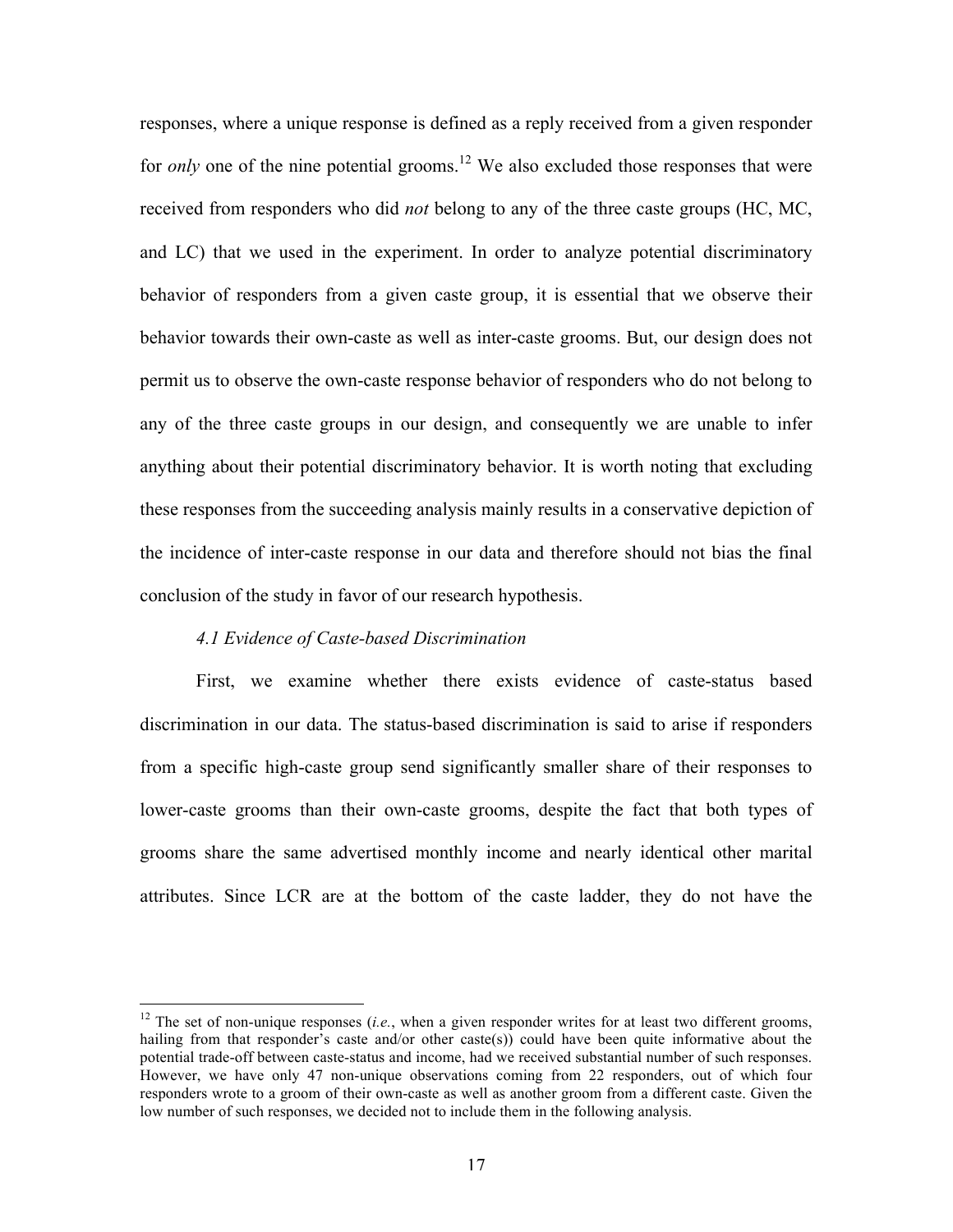responses, where a unique response is defined as a reply received from a given responder for *only* one of the nine potential grooms.[12] We also excluded those responses that were received from responders who did *not* belong to any of the three caste groups (HC, MC, and LC) that we used in the experiment. In order to analyze potential discriminatory behavior of responders from a given caste group, it is essential that we observe their behavior towards their own-caste as well as inter-caste grooms. But, our design does not permit us to observe the own-caste response behavior of responders who do not belong to any of the three caste groups in our design, and consequently we are unable to infer anything about their potential discriminatory behavior. It is worth noting that excluding these responses from the succeeding analysis mainly results in a conservative depiction of the incidence of inter-caste response in our data and therefore should not bias the final conclusion of the study in favor of our research hypothesis.

### *4.1 Evidence of Caste-based Discrimination*

First, we examine whether there exists evidence of caste-status based discrimination in our data. The status-based discrimination is said to arise if responders from a specific high-caste group send significantly smaller share of their responses to lower-caste grooms than their own-caste grooms, despite the fact that both types of grooms share the same advertised monthly income and nearly identical other marital attributes. Since LCR are at the bottom of the caste ladder, they do not have the

[12] The set of non-unique responses (*i.e.*, when a given responder writes for at least two different grooms, hailing from that responder's caste and/or other caste(s)) could have been quite informative about the potential trade-off between caste-status and income, had we received substantial number of such responses. However, we have only 47 non-unique observations coming from 22 responders, out of which four responders wrote to a groom of their own-caste as well as another groom from a different caste. Given the low number of such responses, we decided not to include them in the following analysis.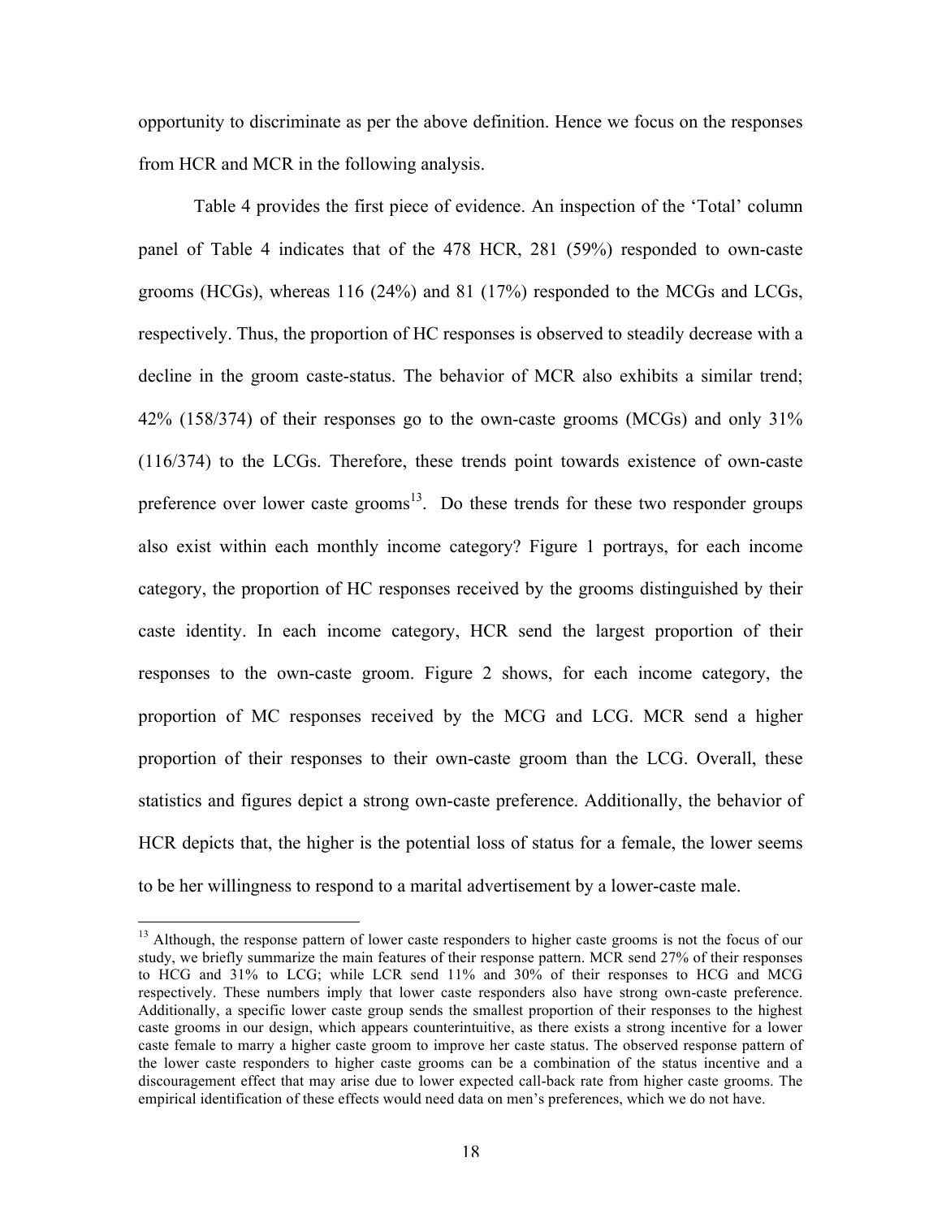opportunity to discriminate as per the above definition. Hence we focus on the responses from HCR and MCR in the following analysis.

Table 4 provides the first piece of evidence. An inspection of the 'Total' column panel of Table 4 indicates that of the 478 HCR, 281 (59%) responded to own-caste grooms (HCGs), whereas 116 (24%) and 81 (17%) responded to the MCGs and LCGs, respectively. Thus, the proportion of HC responses is observed to steadily decrease with a decline in the groom caste-status. The behavior of MCR also exhibits a similar trend; 42% (158/374) of their responses go to the own-caste grooms (MCGs) and only 31% (116/374) to the LCGs. Therefore, these trends point towards existence of own-caste preference over lower caste grooms[13]. Do these trends for these two responder groups also exist within each monthly income category? Figure 1 portrays, for each income category, the proportion of HC responses received by the grooms distinguished by their caste identity. In each income category, HCR send the largest proportion of their responses to the own-caste groom. Figure 2 shows, for each income category, the proportion of MC responses received by the MCG and LCG. MCR send a higher proportion of their responses to their own-caste groom than the LCG. Overall, these statistics and figures depict a strong own-caste preference. Additionally, the behavior of HCR depicts that, the higher is the potential loss of status for a female, the lower seems to be her willingness to respond to a marital advertisement by a lower-caste male.

---

[13] Although, the response pattern of lower caste responders to higher caste grooms is not the focus of our study, we briefly summarize the main features of their response pattern. MCR send 27% of their responses to HCG and 31% to LCG; while LCR send 11% and 30% of their responses to HCG and MCG respectively. These numbers imply that lower caste responders also have strong own-caste preference. Additionally, a specific lower caste group sends the smallest proportion of their responses to the highest caste grooms in our design, which appears counterintuitive, as there exists a strong incentive for a lower caste female to marry a higher caste groom to improve her caste status. The observed response pattern of the lower caste responders to higher caste grooms can be a combination of the status incentive and a discouragement effect that may arise due to lower expected call-back rate from higher caste grooms. The empirical identification of these effects would need data on men's preferences, which we do not have.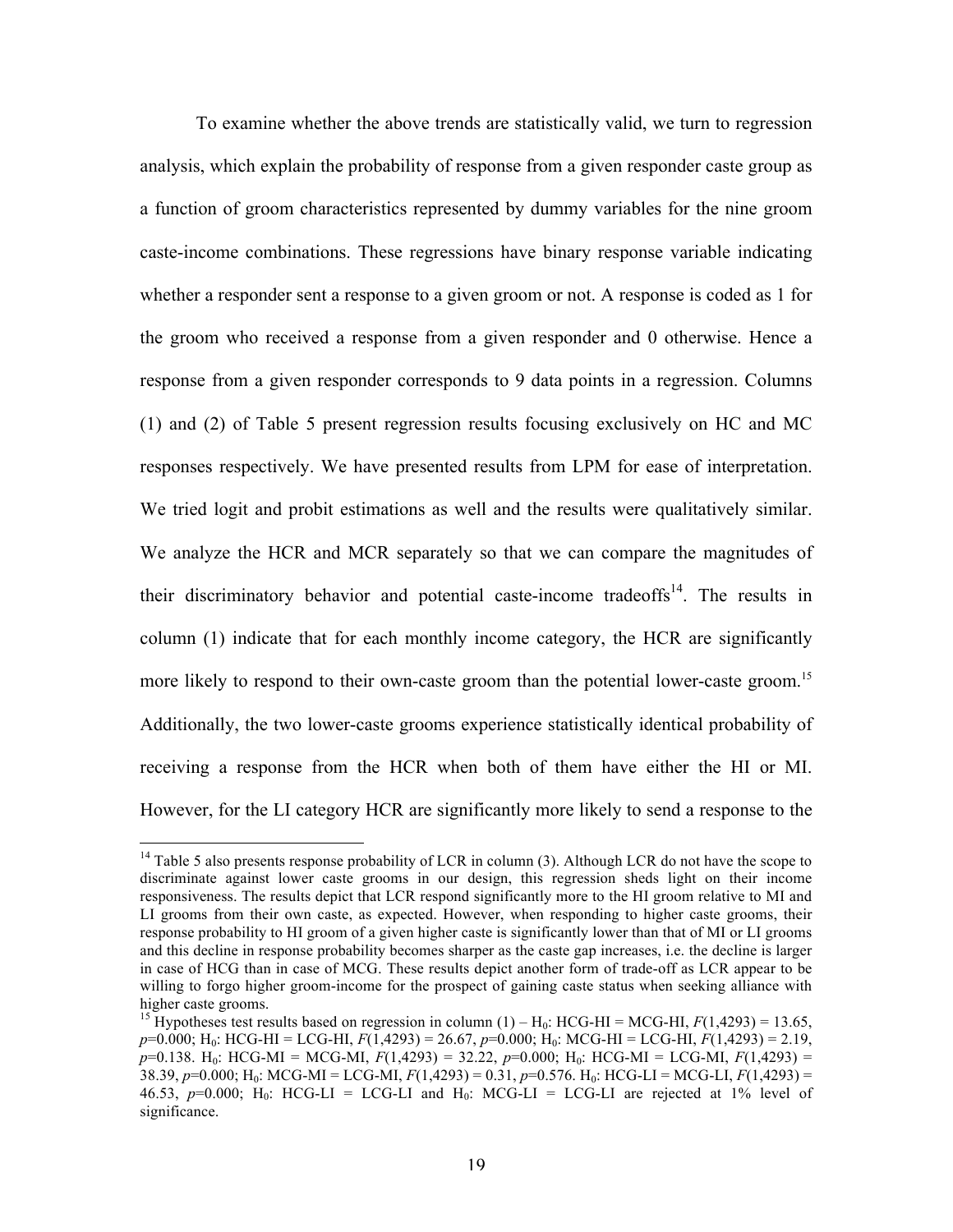To examine whether the above trends are statistically valid, we turn to regression analysis, which explain the probability of response from a given responder caste group as a function of groom characteristics represented by dummy variables for the nine groom caste-income combinations. These regressions have binary response variable indicating whether a responder sent a response to a given groom or not. A response is coded as 1 for the groom who received a response from a given responder and 0 otherwise. Hence a response from a given responder corresponds to 9 data points in a regression. Columns (1) and (2) of Table 5 present regression results focusing exclusively on HC and MC responses respectively. We have presented results from LPM for ease of interpretation. We tried logit and probit estimations as well and the results were qualitatively similar. We analyze the HCR and MCR separately so that we can compare the magnitudes of their discriminatory behavior and potential caste-income tradeoffs[14]. The results in column (1) indicate that for each monthly income category, the HCR are significantly more likely to respond to their own-caste groom than the potential lower-caste groom.[15] Additionally, the two lower-caste grooms experience statistically identical probability of receiving a response from the HCR when both of them have either the HI or MI. However, for the LI category HCR are significantly more likely to send a response to the

---

[14] Table 5 also presents response probability of LCR in column (3). Although LCR do not have the scope to discriminate against lower caste grooms in our design, this regression sheds light on their income responsiveness. The results depict that LCR respond significantly more to the HI groom relative to MI and LI grooms from their own caste, as expected. However, when responding to higher caste grooms, their response probability to HI groom of a given higher caste is significantly lower than that of MI or LI grooms and this decline in response probability becomes sharper as the caste gap increases, i.e. the decline is larger in case of HCG than in case of MCG. These results depict another form of trade-off as LCR appear to be willing to forgo higher groom-income for the prospect of gaining caste status when seeking alliance with higher caste grooms.

[15] Hypotheses test results based on regression in column (1) – $H_0$: HCG-HI = MCG-HI, $F(1,4293) = 13.65$, $p=0.000$; $H_0$: HCG-HI = LCG-HI, $F(1,4293) = 26.67$, $p=0.000$; $H_0$: MCG-HI = LCG-HI, $F(1,4293) = 2.19$, $p=0.138$. $H_0$: HCG-MI = MCG-MI, $F(1,4293) = 32.22$, $p=0.000$; $H_0$: HCG-MI = LCG-MI, $F(1,4293) = 38.39$, $p=0.000$; $H_0$: MCG-MI = LCG-MI, $F(1,4293) = 0.31$, $p=0.576$. $H_0$: HCG-LI = MCG-LI, $F(1,4293) = 46.53$, $p=0.000$; $H_0$: HCG-LI = LCG-LI and $H_0$: MCG-LI = LCG-LI are rejected at 1% level of significance.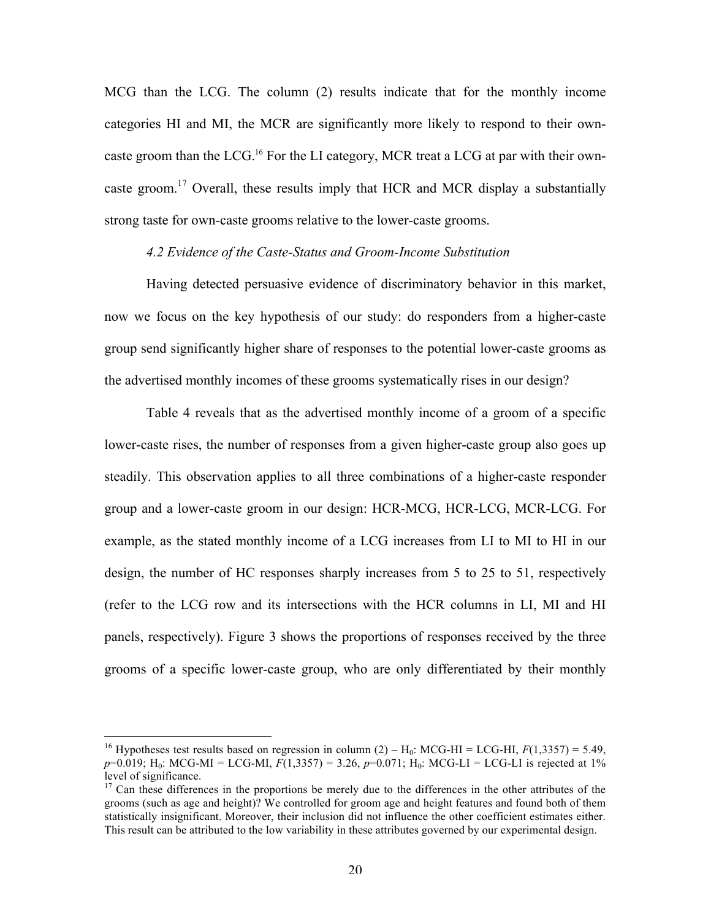MCG than the LCG. The column (2) results indicate that for the monthly income categories HI and MI, the MCR are significantly more likely to respond to their own-caste groom than the LCG.[16] For the LI category, MCR treat a LCG at par with their own-caste groom.[17] Overall, these results imply that HCR and MCR display a substantially strong taste for own-caste grooms relative to the lower-caste grooms.

### *4.2 Evidence of the Caste-Status and Groom-Income Substitution*

Having detected persuasive evidence of discriminatory behavior in this market, now we focus on the key hypothesis of our study: do responders from a higher-caste group send significantly higher share of responses to the potential lower-caste grooms as the advertised monthly incomes of these grooms systematically rises in our design?

Table 4 reveals that as the advertised monthly income of a groom of a specific lower-caste rises, the number of responses from a given higher-caste group also goes up steadily. This observation applies to all three combinations of a higher-caste responder group and a lower-caste groom in our design: HCR-MCG, HCR-LCG, MCR-LCG. For example, as the stated monthly income of a LCG increases from LI to MI to HI in our design, the number of HC responses sharply increases from 5 to 25 to 51, respectively (refer to the LCG row and its intersections with the HCR columns in LI, MI and HI panels, respectively). Figure 3 shows the proportions of responses received by the three grooms of a specific lower-caste group, who are only differentiated by their monthly

---

[16] Hypotheses test results based on regression in column (2) – $H_0$: MCG-HI = LCG-HI, $F(1,3357) = 5.49$, $p=0.019$; $H_0$: MCG-MI = LCG-MI, $F(1,3357) = 3.26$, $p=0.071$; $H_0$: MCG-LI = LCG-LI is rejected at 1% level of significance.

[17] Can these differences in the proportions be merely due to the differences in the other attributes of the grooms (such as age and height)? We controlled for groom age and height features and found both of them statistically insignificant. Moreover, their inclusion did not influence the other coefficient estimates either. This result can be attributed to the low variability in these attributes governed by our experimental design.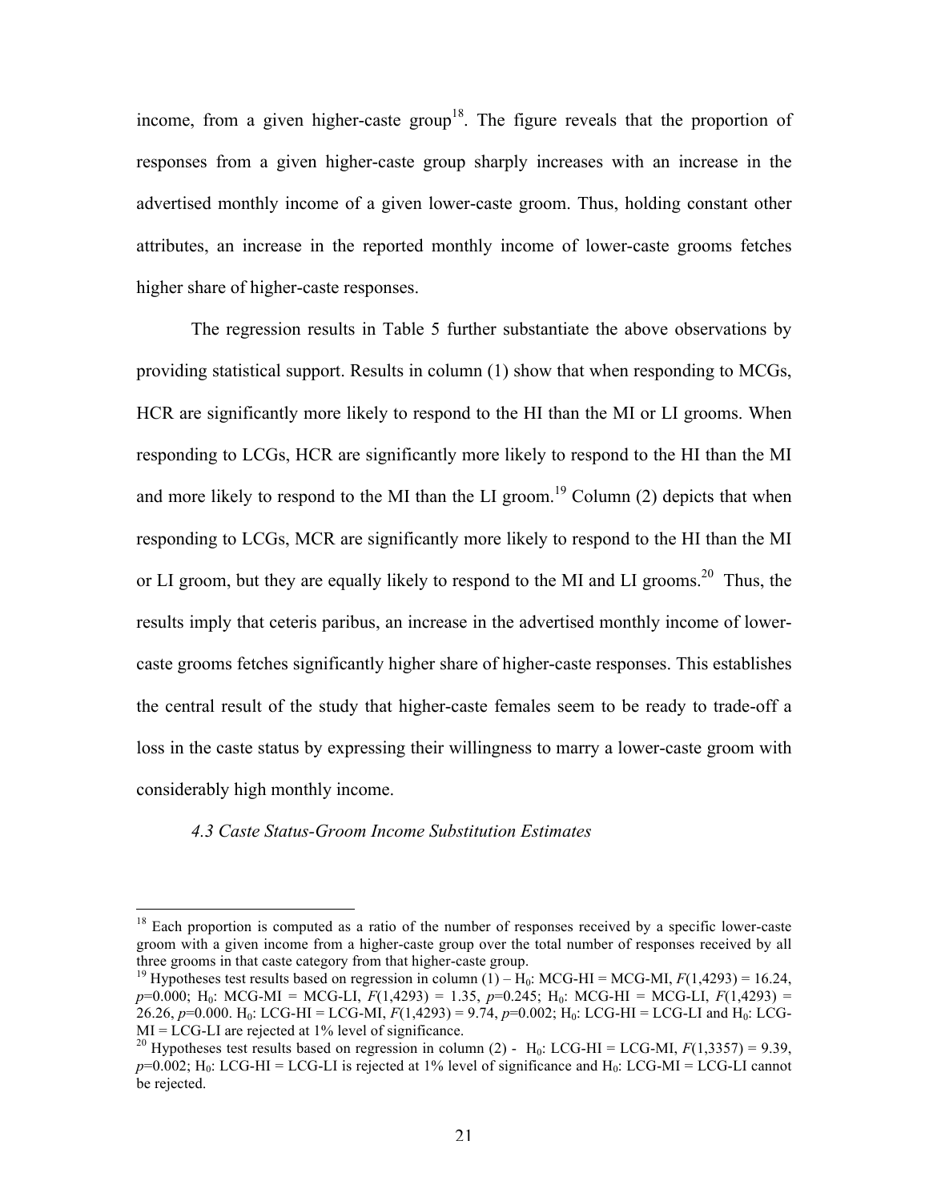income, from a given higher-caste group[18]. The figure reveals that the proportion of responses from a given higher-caste group sharply increases with an increase in the advertised monthly income of a given lower-caste groom. Thus, holding constant other attributes, an increase in the reported monthly income of lower-caste grooms fetches higher share of higher-caste responses.

The regression results in Table 5 further substantiate the above observations by providing statistical support. Results in column (1) show that when responding to MCGs, HCR are significantly more likely to respond to the HI than the MI or LI grooms. When responding to LCGs, HCR are significantly more likely to respond to the HI than the MI and more likely to respond to the MI than the LI groom.[19] Column (2) depicts that when responding to LCGs, MCR are significantly more likely to respond to the HI than the MI or LI groom, but they are equally likely to respond to the MI and LI grooms.[20] Thus, the results imply that ceteris paribus, an increase in the advertised monthly income of lower-caste grooms fetches significantly higher share of higher-caste responses. This establishes the central result of the study that higher-caste females seem to be ready to trade-off a loss in the caste status by expressing their willingness to marry a lower-caste groom with considerably high monthly income.

### *4.3 Caste Status-Groom Income Substitution Estimates*

---

[18] Each proportion is computed as a ratio of the number of responses received by a specific lower-caste groom with a given income from a higher-caste group over the total number of responses received by all three grooms in that caste category from that higher-caste group.

[19] Hypotheses test results based on regression in column (1) – $H_0$: MCG-HI = MCG-MI, $F(1,4293) = 16.24$, $p=0.000$; $H_0$: MCG-MI = MCG-LI, $F(1,4293) = 1.35$, $p=0.245$; $H_0$: MCG-HI = MCG-LI, $F(1,4293) = 26.26$, $p=0.000$. $H_0$: LCG-HI = LCG-MI, $F(1,4293) = 9.74$, $p=0.002$; $H_0$: LCG-HI = LCG-LI and $H_0$: LCG-MI = LCG-LI are rejected at 1% level of significance.

[20] Hypotheses test results based on regression in column (2) - $H_0$: LCG-HI = LCG-MI, $F(1,3357) = 9.39$, $p=0.002$; $H_0$: LCG-HI = LCG-LI is rejected at 1% level of significance and $H_0$: LCG-MI = LCG-LI cannot be rejected.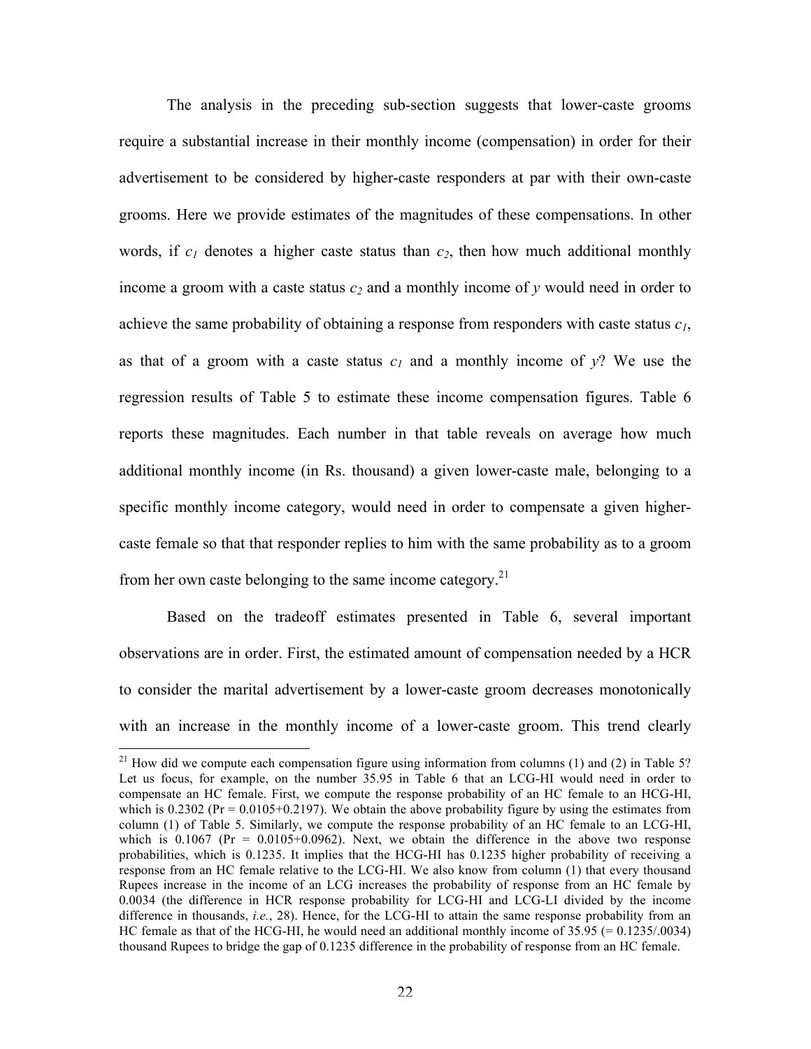The analysis in the preceding sub-section suggests that lower-caste grooms require a substantial increase in their monthly income (compensation) in order for their advertisement to be considered by higher-caste responders at par with their own-caste grooms. Here we provide estimates of the magnitudes of these compensations. In other words, if $c_1$ denotes a higher caste status than $c_2$, then how much additional monthly income a groom with a caste status $c_2$ and a monthly income of $y$ would need in order to achieve the same probability of obtaining a response from responders with caste status $c_1$, as that of a groom with a caste status $c_1$ and a monthly income of $y$? We use the regression results of Table 5 to estimate these income compensation figures. Table 6 reports these magnitudes. Each number in that table reveals on average how much additional monthly income (in Rs. thousand) a given lower-caste male, belonging to a specific monthly income category, would need in order to compensate a given higher-caste female so that that responder replies to him with the same probability as to a groom from her own caste belonging to the same income category.[21]

Based on the tradeoff estimates presented in Table 6, several important observations are in order. First, the estimated amount of compensation needed by a HCR to consider the marital advertisement by a lower-caste groom decreases monotonically with an increase in the monthly income of a lower-caste groom. This trend clearly

[21] How did we compute each compensation figure using information from columns (1) and (2) in Table 5? Let us focus, for example, on the number 35.95 in Table 6 that an LCG-HI would need in order to compensate an HC female. First, we compute the response probability of an HC female to an HCG-HI, which is 0.2302 (Pr = 0.0105+0.2197). We obtain the above probability figure by using the estimates from column (1) of Table 5. Similarly, we compute the response probability of an HC female to an LCG-HI, which is 0.1067 (Pr = 0.0105+0.0962). Next, we obtain the difference in the above two response probabilities, which is 0.1235. It implies that the HCG-HI has 0.1235 higher probability of receiving a response from an HC female relative to the LCG-HI. We also know from column (1) that every thousand Rupees increase in the income of an LCG increases the probability of response from an HC female by 0.0034 (the difference in HCR response probability for LCG-HI and LCG-LI divided by the income difference in thousands, *i.e.*, 28). Hence, for the LCG-HI to attain the same response probability from an HC female as that of the HCG-HI, he would need an additional monthly income of 35.95 (= 0.1235/.0034) thousand Rupees to bridge the gap of 0.1235 difference in the probability of response from an HC female.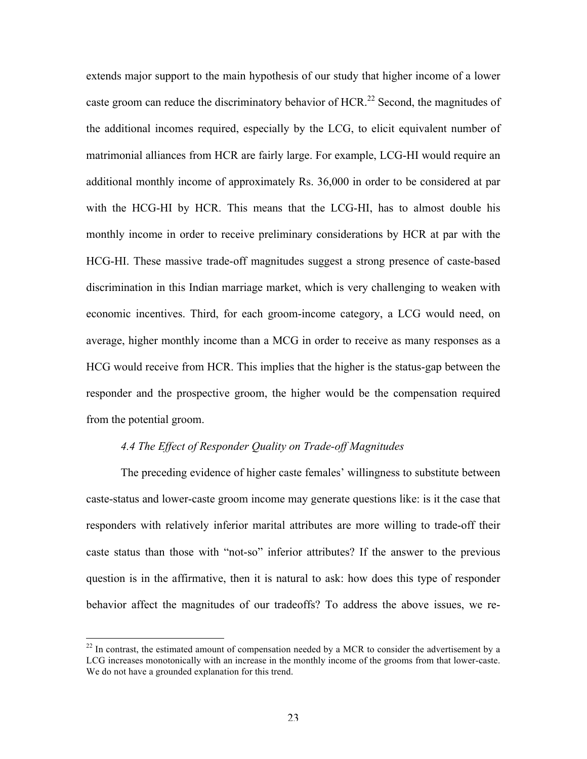extends major support to the main hypothesis of our study that higher income of a lower caste groom can reduce the discriminatory behavior of HCR.[22] Second, the magnitudes of the additional incomes required, especially by the LCG, to elicit equivalent number of matrimonial alliances from HCR are fairly large. For example, LCG-HI would require an additional monthly income of approximately Rs. 36,000 in order to be considered at par with the HCG-HI by HCR. This means that the LCG-HI, has to almost double his monthly income in order to receive preliminary considerations by HCR at par with the HCG-HI. These massive trade-off magnitudes suggest a strong presence of caste-based discrimination in this Indian marriage market, which is very challenging to weaken with economic incentives. Third, for each groom-income category, a LCG would need, on average, higher monthly income than a MCG in order to receive as many responses as a HCG would receive from HCR. This implies that the higher is the status-gap between the responder and the prospective groom, the higher would be the compensation required from the potential groom.

### *4.4 The Effect of Responder Quality on Trade-off Magnitudes*

The preceding evidence of higher caste females' willingness to substitute between caste-status and lower-caste groom income may generate questions like: is it the case that responders with relatively inferior marital attributes are more willing to trade-off their caste status than those with "not-so" inferior attributes? If the answer to the previous question is in the affirmative, then it is natural to ask: how does this type of responder behavior affect the magnitudes of our tradeoffs? To address the above issues, we re-

---

[22] In contrast, the estimated amount of compensation needed by a MCR to consider the advertisement by a LCG increases monotonically with an increase in the monthly income of the grooms from that lower-caste. We do not have a grounded explanation for this trend.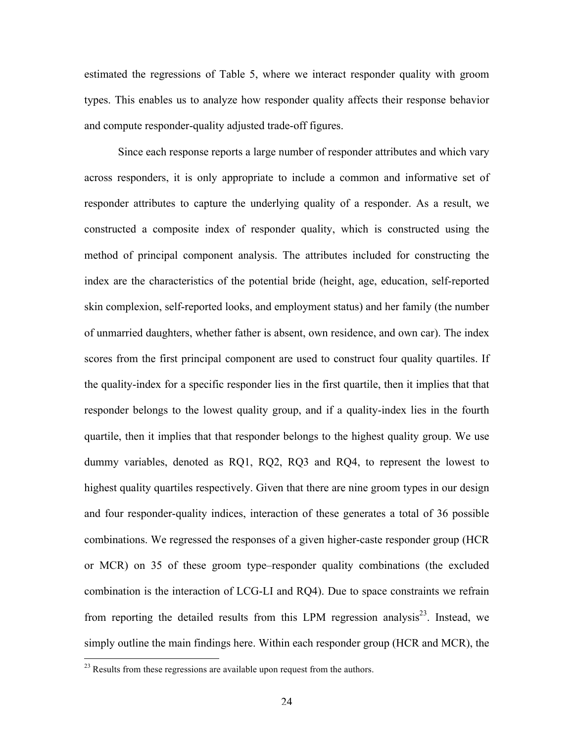estimated the regressions of Table 5, where we interact responder quality with groom types. This enables us to analyze how responder quality affects their response behavior and compute responder-quality adjusted trade-off figures.

Since each response reports a large number of responder attributes and which vary across responders, it is only appropriate to include a common and informative set of responder attributes to capture the underlying quality of a responder. As a result, we constructed a composite index of responder quality, which is constructed using the method of principal component analysis. The attributes included for constructing the index are the characteristics of the potential bride (height, age, education, self-reported skin complexion, self-reported looks, and employment status) and her family (the number of unmarried daughters, whether father is absent, own residence, and own car). The index scores from the first principal component are used to construct four quality quartiles. If the quality-index for a specific responder lies in the first quartile, then it implies that that responder belongs to the lowest quality group, and if a quality-index lies in the fourth quartile, then it implies that that responder belongs to the highest quality group. We use dummy variables, denoted as RQ1, RQ2, RQ3 and RQ4, to represent the lowest to highest quality quartiles respectively. Given that there are nine groom types in our design and four responder-quality indices, interaction of these generates a total of 36 possible combinations. We regressed the responses of a given higher-caste responder group (HCR or MCR) on 35 of these groom type–responder quality combinations (the excluded combination is the interaction of LCG-LI and RQ4). Due to space constraints we refrain from reporting the detailed results from this LPM regression analysis[23]. Instead, we simply outline the main findings here. Within each responder group (HCR and MCR), the

[23] Results from these regressions are available upon request from the authors.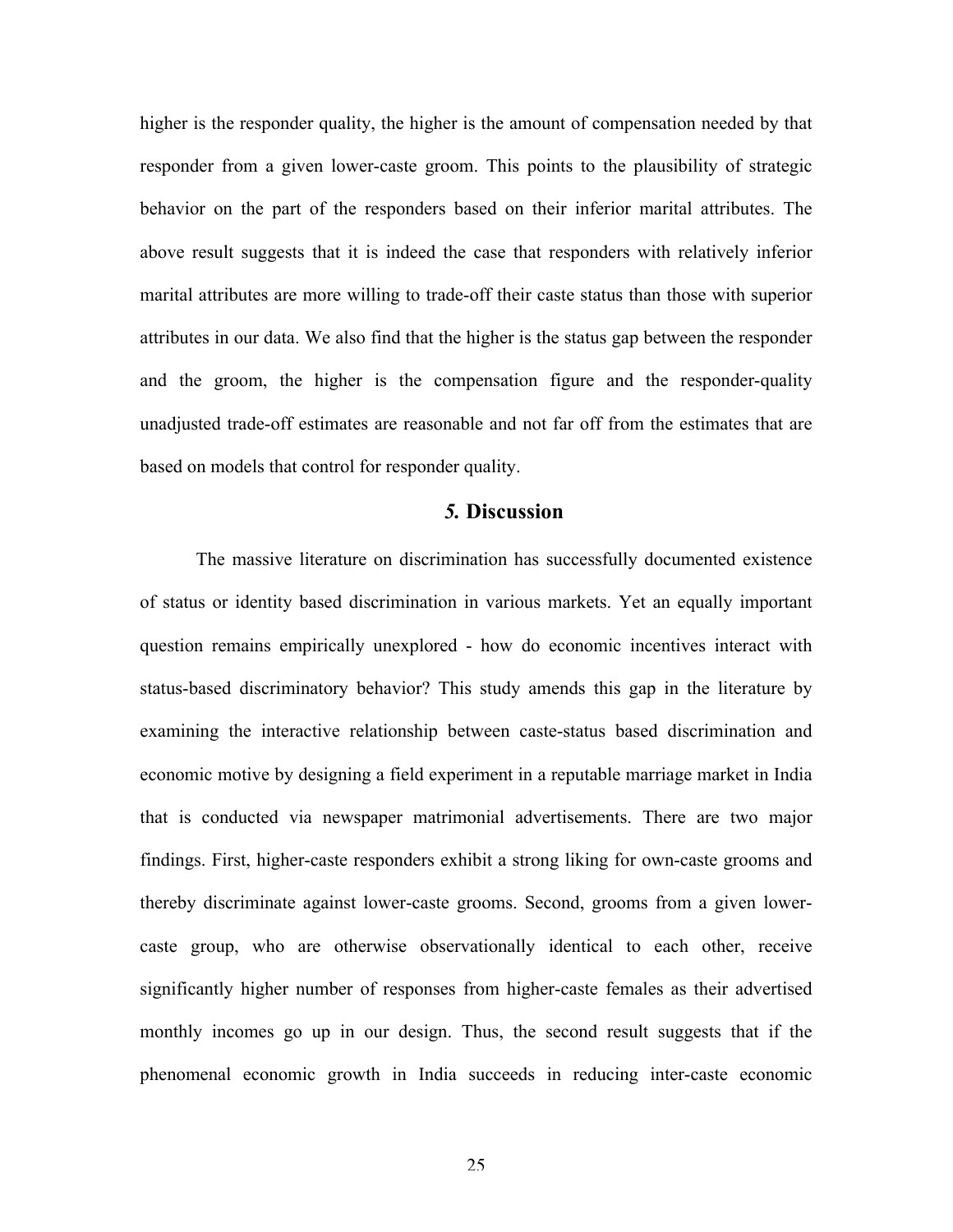higher is the responder quality, the higher is the amount of compensation needed by that responder from a given lower-caste groom. This points to the plausibility of strategic behavior on the part of the responders based on their inferior marital attributes. The above result suggests that it is indeed the case that responders with relatively inferior marital attributes are more willing to trade-off their caste status than those with superior attributes in our data. We also find that the higher is the status gap between the responder and the groom, the higher is the compensation figure and the responder-quality unadjusted trade-off estimates are reasonable and not far off from the estimates that are based on models that control for responder quality.

## *5.* Discussion

The massive literature on discrimination has successfully documented existence of status or identity based discrimination in various markets. Yet an equally important question remains empirically unexplored - how do economic incentives interact with status-based discriminatory behavior? This study amends this gap in the literature by examining the interactive relationship between caste-status based discrimination and economic motive by designing a field experiment in a reputable marriage market in India that is conducted via newspaper matrimonial advertisements. There are two major findings. First, higher-caste responders exhibit a strong liking for own-caste grooms and thereby discriminate against lower-caste grooms. Second, grooms from a given lower-caste group, who are otherwise observationally identical to each other, receive significantly higher number of responses from higher-caste females as their advertised monthly incomes go up in our design. Thus, the second result suggests that if the phenomenal economic growth in India succeeds in reducing inter-caste economic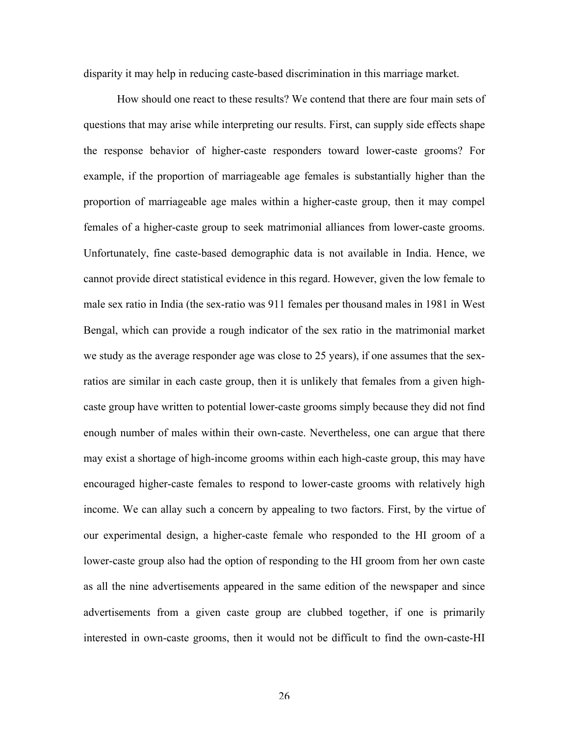disparity it may help in reducing caste-based discrimination in this marriage market.

How should one react to these results? We contend that there are four main sets of questions that may arise while interpreting our results. First, can supply side effects shape the response behavior of higher-caste responders toward lower-caste grooms? For example, if the proportion of marriageable age females is substantially higher than the proportion of marriageable age males within a higher-caste group, then it may compel females of a higher-caste group to seek matrimonial alliances from lower-caste grooms. Unfortunately, fine caste-based demographic data is not available in India. Hence, we cannot provide direct statistical evidence in this regard. However, given the low female to male sex ratio in India (the sex-ratio was 911 females per thousand males in 1981 in West Bengal, which can provide a rough indicator of the sex ratio in the matrimonial market we study as the average responder age was close to 25 years), if one assumes that the sex-ratios are similar in each caste group, then it is unlikely that females from a given high-caste group have written to potential lower-caste grooms simply because they did not find enough number of males within their own-caste. Nevertheless, one can argue that there may exist a shortage of high-income grooms within each high-caste group, this may have encouraged higher-caste females to respond to lower-caste grooms with relatively high income. We can allay such a concern by appealing to two factors. First, by the virtue of our experimental design, a higher-caste female who responded to the HI groom of a lower-caste group also had the option of responding to the HI groom from her own caste as all the nine advertisements appeared in the same edition of the newspaper and since advertisements from a given caste group are clubbed together, if one is primarily interested in own-caste grooms, then it would not be difficult to find the own-caste-HI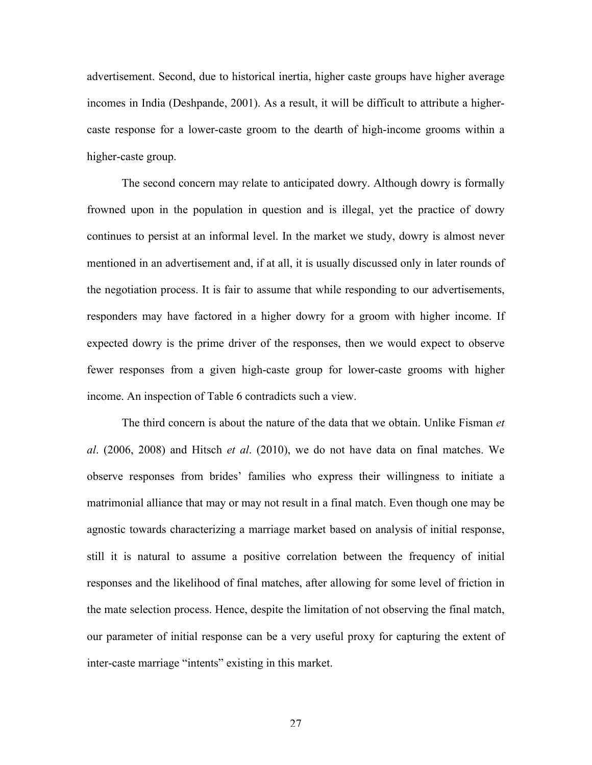advertisement. Second, due to historical inertia, higher caste groups have higher average incomes in India (Deshpande, 2001). As a result, it will be difficult to attribute a higher-caste response for a lower-caste groom to the dearth of high-income grooms within a higher-caste group.

The second concern may relate to anticipated dowry. Although dowry is formally frowned upon in the population in question and is illegal, yet the practice of dowry continues to persist at an informal level. In the market we study, dowry is almost never mentioned in an advertisement and, if at all, it is usually discussed only in later rounds of the negotiation process. It is fair to assume that while responding to our advertisements, responders may have factored in a higher dowry for a groom with higher income. If expected dowry is the prime driver of the responses, then we would expect to observe fewer responses from a given high-caste group for lower-caste grooms with higher income. An inspection of Table 6 contradicts such a view.

The third concern is about the nature of the data that we obtain. Unlike Fisman *et al*. (2006, 2008) and Hitsch *et al*. (2010), we do not have data on final matches. We observe responses from brides' families who express their willingness to initiate a matrimonial alliance that may or may not result in a final match. Even though one may be agnostic towards characterizing a marriage market based on analysis of initial response, still it is natural to assume a positive correlation between the frequency of initial responses and the likelihood of final matches, after allowing for some level of friction in the mate selection process. Hence, despite the limitation of not observing the final match, our parameter of initial response can be a very useful proxy for capturing the extent of inter-caste marriage "intents" existing in this market.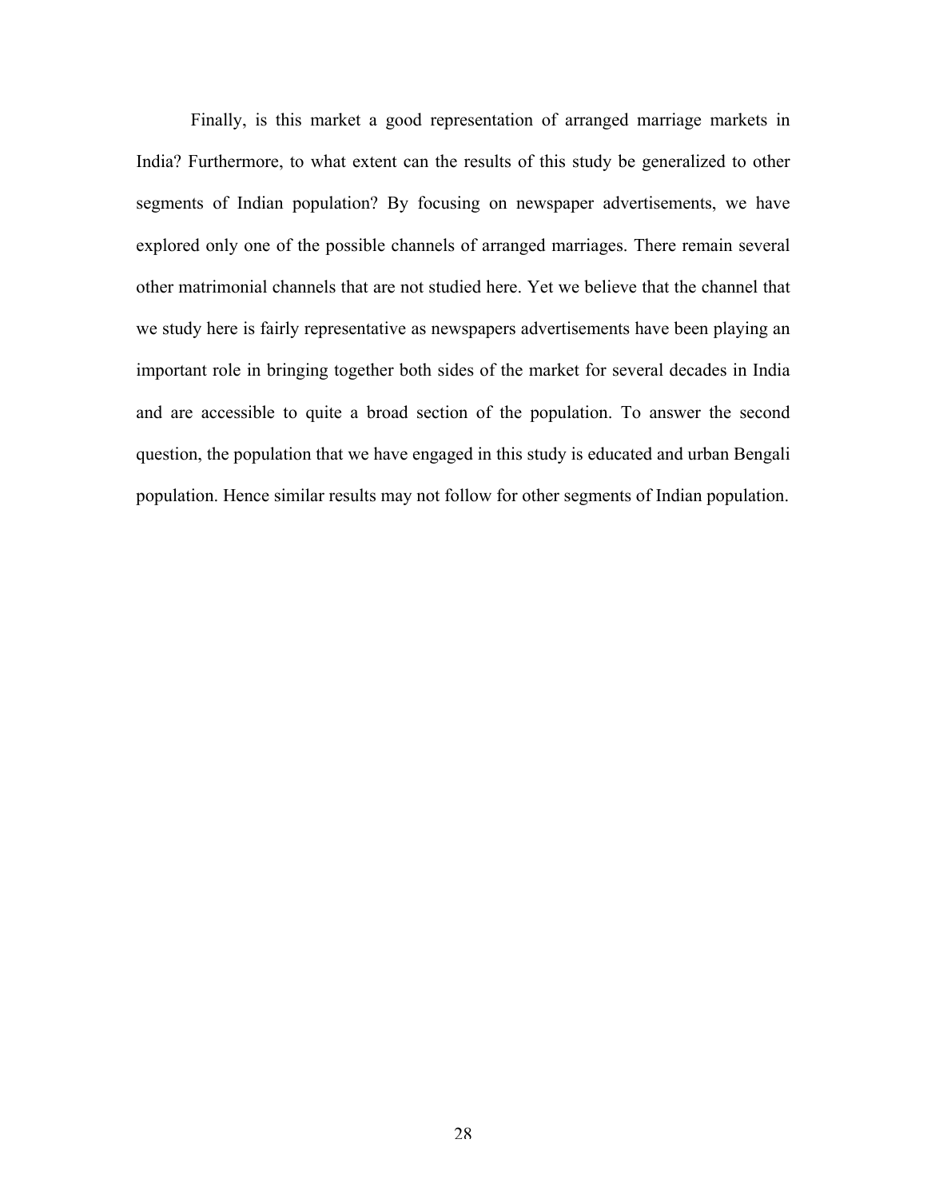Finally, is this market a good representation of arranged marriage markets in India? Furthermore, to what extent can the results of this study be generalized to other segments of Indian population? By focusing on newspaper advertisements, we have explored only one of the possible channels of arranged marriages. There remain several other matrimonial channels that are not studied here. Yet we believe that the channel that we study here is fairly representative as newspapers advertisements have been playing an important role in bringing together both sides of the market for several decades in India and are accessible to quite a broad section of the population. To answer the second question, the population that we have engaged in this study is educated and urban Bengali population. Hence similar results may not follow for other segments of Indian population.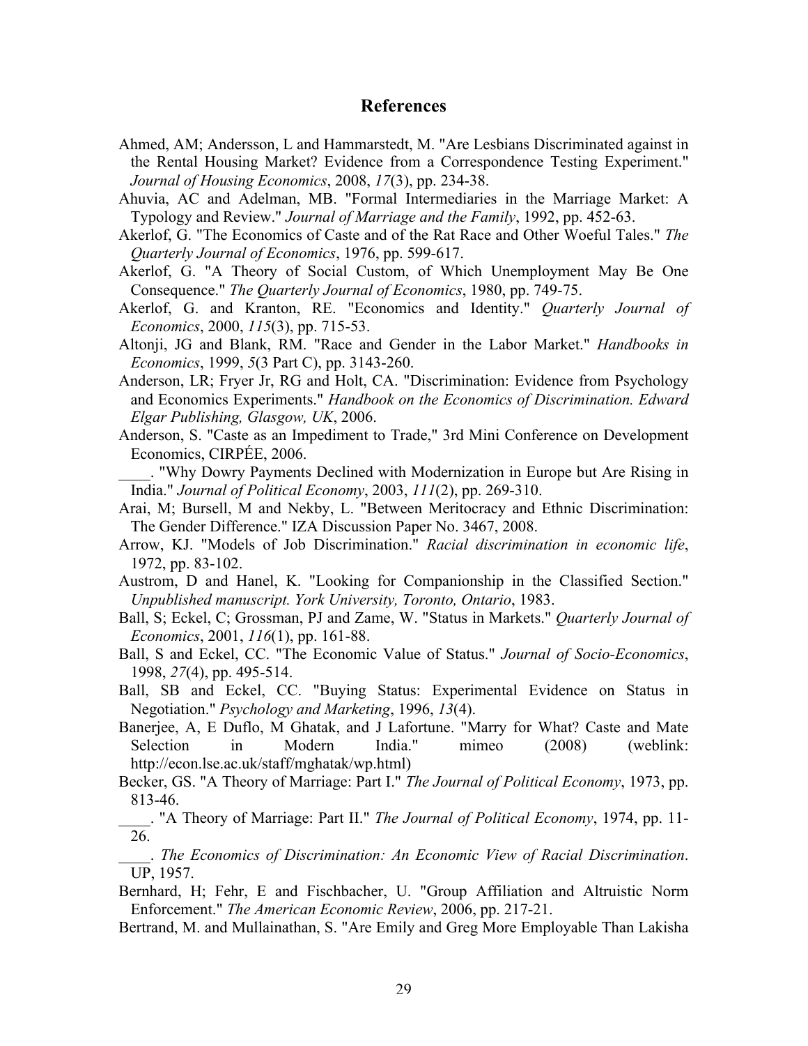## References

Ahmed, AM; Andersson, L and Hammarstedt, M. "Are Lesbians Discriminated against in the Rental Housing Market? Evidence from a Correspondence Testing Experiment." *Journal of Housing Economics*, 2008, *17*(3), pp. 234-38.

Ahuvia, AC and Adelman, MB. "Formal Intermediaries in the Marriage Market: A Typology and Review." *Journal of Marriage and the Family*, 1992, pp. 452-63.

Akerlof, G. "The Economics of Caste and of the Rat Race and Other Woeful Tales." *The Quarterly Journal of Economics*, 1976, pp. 599-617.

Akerlof, G. "A Theory of Social Custom, of Which Unemployment May Be One Consequence." *The Quarterly Journal of Economics*, 1980, pp. 749-75.

Akerlof, G. and Kranton, RE. "Economics and Identity." *Quarterly Journal of Economics*, 2000, *115*(3), pp. 715-53.

Altonji, JG and Blank, RM. "Race and Gender in the Labor Market." *Handbooks in Economics*, 1999, *5*(3 Part C), pp. 3143-260.

Anderson, LR; Fryer Jr, RG and Holt, CA. "Discrimination: Evidence from Psychology and Economics Experiments." *Handbook on the Economics of Discrimination. Edward Elgar Publishing, Glasgow, UK*, 2006.

Anderson, S. "Caste as an Impediment to Trade," 3rd Mini Conference on Development Economics, CIRPÉE, 2006.

____. "Why Dowry Payments Declined with Modernization in Europe but Are Rising in India." *Journal of Political Economy*, 2003, *111*(2), pp. 269-310.

Arai, M; Bursell, M and Nekby, L. "Between Meritocracy and Ethnic Discrimination: The Gender Difference." IZA Discussion Paper No. 3467, 2008.

Arrow, KJ. "Models of Job Discrimination." *Racial discrimination in economic life*, 1972, pp. 83-102.

Austrom, D and Hanel, K. "Looking for Companionship in the Classified Section." *Unpublished manuscript. York University, Toronto, Ontario*, 1983.

Ball, S; Eckel, C; Grossman, PJ and Zame, W. "Status in Markets." *Quarterly Journal of Economics*, 2001, *116*(1), pp. 161-88.

Ball, S and Eckel, CC. "The Economic Value of Status." *Journal of Socio-Economics*, 1998, *27*(4), pp. 495-514.

Ball, SB and Eckel, CC. "Buying Status: Experimental Evidence on Status in Negotiation." *Psychology and Marketing*, 1996, *13*(4).

Banerjee, A, E Duflo, M Ghatak, and J Lafortune. "Marry for What? Caste and Mate Selection in Modern India." mimeo (2008) (weblink: http://econ.lse.ac.uk/staff/mghatak/wp.html)

Becker, GS. "A Theory of Marriage: Part I." *The Journal of Political Economy*, 1973, pp. 813-46.

____. "A Theory of Marriage: Part II." *The Journal of Political Economy*, 1974, pp. 11-26.

____. *The Economics of Discrimination: An Economic View of Racial Discrimination*. UP, 1957.

Bernhard, H; Fehr, E and Fischbacher, U. "Group Affiliation and Altruistic Norm Enforcement." *The American Economic Review*, 2006, pp. 217-21.

Bertrand, M. and Mullainathan, S. "Are Emily and Greg More Employable Than Lakisha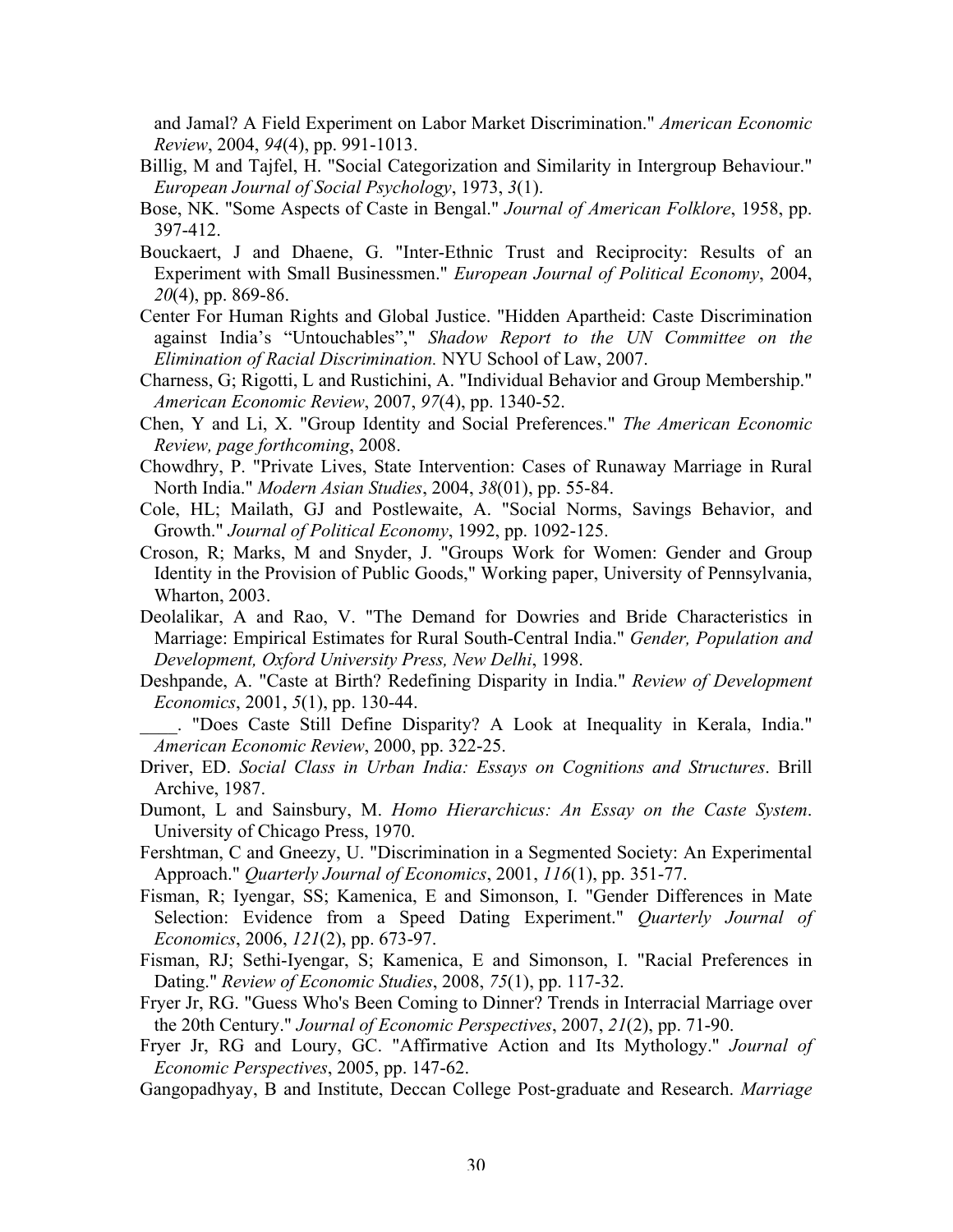and Jamal? A Field Experiment on Labor Market Discrimination." *American Economic Review*, 2004, *94*(4), pp. 991-1013.

Billig, M and Tajfel, H. "Social Categorization and Similarity in Intergroup Behaviour." *European Journal of Social Psychology*, 1973, *3*(1).

Bose, NK. "Some Aspects of Caste in Bengal." *Journal of American Folklore*, 1958, pp. 397-412.

Bouckaert, J and Dhaene, G. "Inter-Ethnic Trust and Reciprocity: Results of an Experiment with Small Businessmen." *European Journal of Political Economy*, 2004, *20*(4), pp. 869-86.

Center For Human Rights and Global Justice. "Hidden Apartheid: Caste Discrimination against India's "Untouchables"," *Shadow Report to the UN Committee on the Elimination of Racial Discrimination.* NYU School of Law, 2007.

Charness, G; Rigotti, L and Rustichini, A. "Individual Behavior and Group Membership." *American Economic Review*, 2007, *97*(4), pp. 1340-52.

Chen, Y and Li, X. "Group Identity and Social Preferences." *The American Economic Review, page forthcoming*, 2008.

Chowdhry, P. "Private Lives, State Intervention: Cases of Runaway Marriage in Rural North India." *Modern Asian Studies*, 2004, *38*(01), pp. 55-84.

Cole, HL; Mailath, GJ and Postlewaite, A. "Social Norms, Savings Behavior, and Growth." *Journal of Political Economy*, 1992, pp. 1092-125.

Croson, R; Marks, M and Snyder, J. "Groups Work for Women: Gender and Group Identity in the Provision of Public Goods," Working paper, University of Pennsylvania, Wharton, 2003.

Deolalikar, A and Rao, V. "The Demand for Dowries and Bride Characteristics in Marriage: Empirical Estimates for Rural South-Central India." *Gender, Population and Development, Oxford University Press, New Delhi*, 1998.

Deshpande, A. "Caste at Birth? Redefining Disparity in India." *Review of Development Economics*, 2001, *5*(1), pp. 130-44.

____. "Does Caste Still Define Disparity? A Look at Inequality in Kerala, India." *American Economic Review*, 2000, pp. 322-25.

Driver, ED. *Social Class in Urban India: Essays on Cognitions and Structures*. Brill Archive, 1987.

Dumont, L and Sainsbury, M. *Homo Hierarchicus: An Essay on the Caste System*. University of Chicago Press, 1970.

Fershtman, C and Gneezy, U. "Discrimination in a Segmented Society: An Experimental Approach." *Quarterly Journal of Economics*, 2001, *116*(1), pp. 351-77.

Fisman, R; Iyengar, SS; Kamenica, E and Simonson, I. "Gender Differences in Mate Selection: Evidence from a Speed Dating Experiment." *Quarterly Journal of Economics*, 2006, *121*(2), pp. 673-97.

Fisman, RJ; Sethi-Iyengar, S; Kamenica, E and Simonson, I. "Racial Preferences in Dating." *Review of Economic Studies*, 2008, *75*(1), pp. 117-32.

Fryer Jr, RG. "Guess Who's Been Coming to Dinner? Trends in Interracial Marriage over the 20th Century." *Journal of Economic Perspectives*, 2007, *21*(2), pp. 71-90.

Fryer Jr, RG and Loury, GC. "Affirmative Action and Its Mythology." *Journal of Economic Perspectives*, 2005, pp. 147-62.

Gangopadhyay, B and Institute, Deccan College Post-graduate and Research. *Marriage*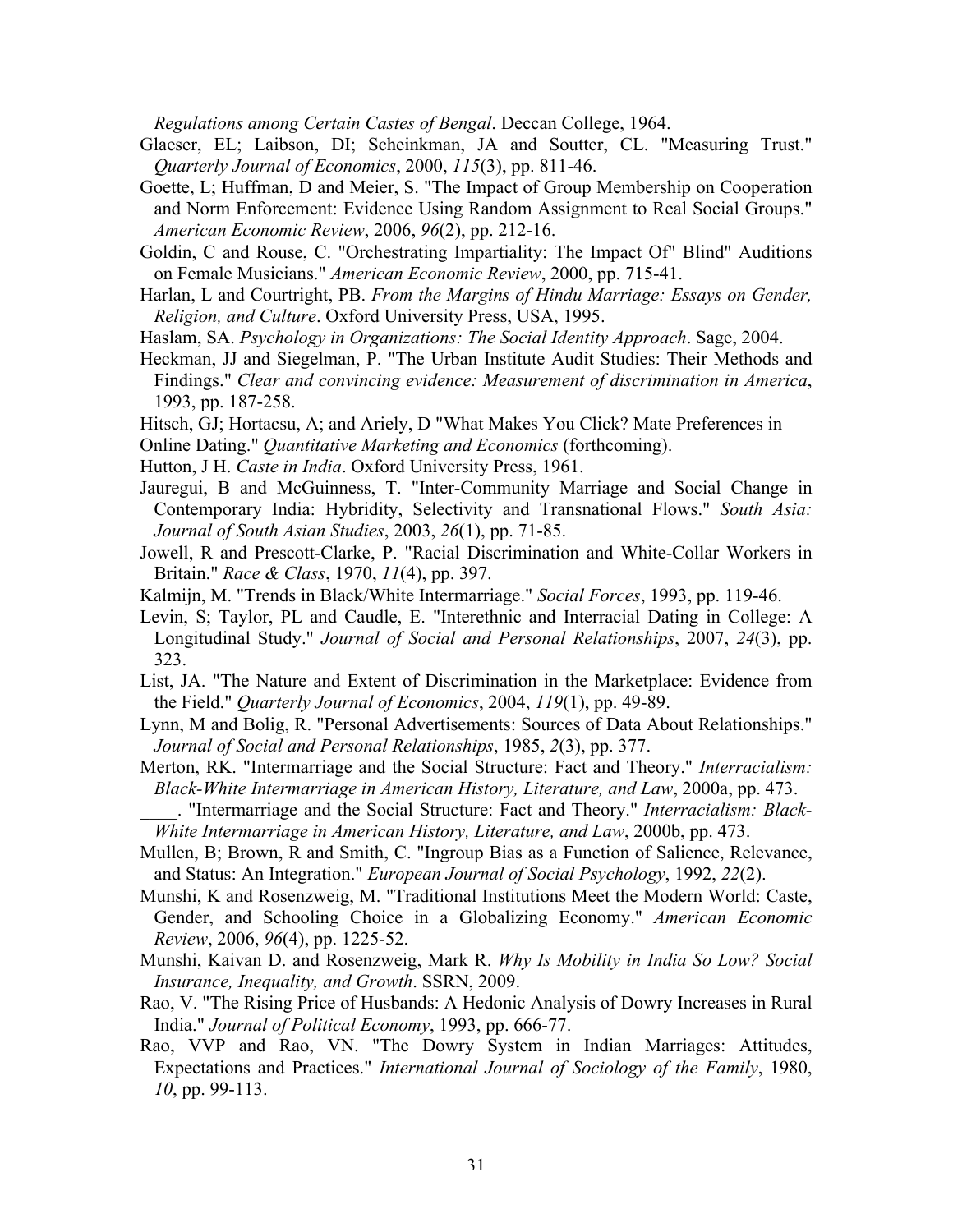*Regulations among Certain Castes of Bengal*. Deccan College, 1964.

Glaeser, EL; Laibson, DI; Scheinkman, JA and Soutter, CL. "Measuring Trust." *Quarterly Journal of Economics*, 2000, *115*(3), pp. 811-46.

Goette, L; Huffman, D and Meier, S. "The Impact of Group Membership on Cooperation and Norm Enforcement: Evidence Using Random Assignment to Real Social Groups." *American Economic Review*, 2006, *96*(2), pp. 212-16.

Goldin, C and Rouse, C. "Orchestrating Impartiality: The Impact Of" Blind" Auditions on Female Musicians." *American Economic Review*, 2000, pp. 715-41.

Harlan, L and Courtright, PB. *From the Margins of Hindu Marriage: Essays on Gender, Religion, and Culture*. Oxford University Press, USA, 1995.

Haslam, SA. *Psychology in Organizations: The Social Identity Approach*. Sage, 2004.

Heckman, JJ and Siegelman, P. "The Urban Institute Audit Studies: Their Methods and Findings." *Clear and convincing evidence: Measurement of discrimination in America*, 1993, pp. 187-258.

Hitsch, GJ; Hortacsu, A; and Ariely, D "What Makes You Click? Mate Preferences in Online Dating." *Quantitative Marketing and Economics* (forthcoming).

Hutton, J H. *Caste in India*. Oxford University Press, 1961.

Jauregui, B and McGuinness, T. "Inter-Community Marriage and Social Change in Contemporary India: Hybridity, Selectivity and Transnational Flows." *South Asia: Journal of South Asian Studies*, 2003, *26*(1), pp. 71-85.

Jowell, R and Prescott-Clarke, P. "Racial Discrimination and White-Collar Workers in Britain." *Race & Class*, 1970, *11*(4), pp. 397.

Kalmijn, M. "Trends in Black/White Intermarriage." *Social Forces*, 1993, pp. 119-46.

Levin, S; Taylor, PL and Caudle, E. "Interethnic and Interracial Dating in College: A Longitudinal Study." *Journal of Social and Personal Relationships*, 2007, *24*(3), pp. 323.

List, JA. "The Nature and Extent of Discrimination in the Marketplace: Evidence from the Field." *Quarterly Journal of Economics*, 2004, *119*(1), pp. 49-89.

Lynn, M and Bolig, R. "Personal Advertisements: Sources of Data About Relationships." *Journal of Social and Personal Relationships*, 1985, *2*(3), pp. 377.

Merton, RK. "Intermarriage and the Social Structure: Fact and Theory." *Interracialism: Black-White Intermarriage in American History, Literature, and Law*, 2000a, pp. 473.

____. "Intermarriage and the Social Structure: Fact and Theory." *Interracialism: Black-White Intermarriage in American History, Literature, and Law*, 2000b, pp. 473.

Mullen, B; Brown, R and Smith, C. "Ingroup Bias as a Function of Salience, Relevance, and Status: An Integration." *European Journal of Social Psychology*, 1992, *22*(2).

Munshi, K and Rosenzweig, M. "Traditional Institutions Meet the Modern World: Caste, Gender, and Schooling Choice in a Globalizing Economy." *American Economic Review*, 2006, *96*(4), pp. 1225-52.

Munshi, Kaivan D. and Rosenzweig, Mark R. *Why Is Mobility in India So Low? Social Insurance, Inequality, and Growth*. SSRN, 2009.

Rao, V. "The Rising Price of Husbands: A Hedonic Analysis of Dowry Increases in Rural India." *Journal of Political Economy*, 1993, pp. 666-77.

Rao, VVP and Rao, VN. "The Dowry System in Indian Marriages: Attitudes, Expectations and Practices." *International Journal of Sociology of the Family*, 1980, *10*, pp. 99-113.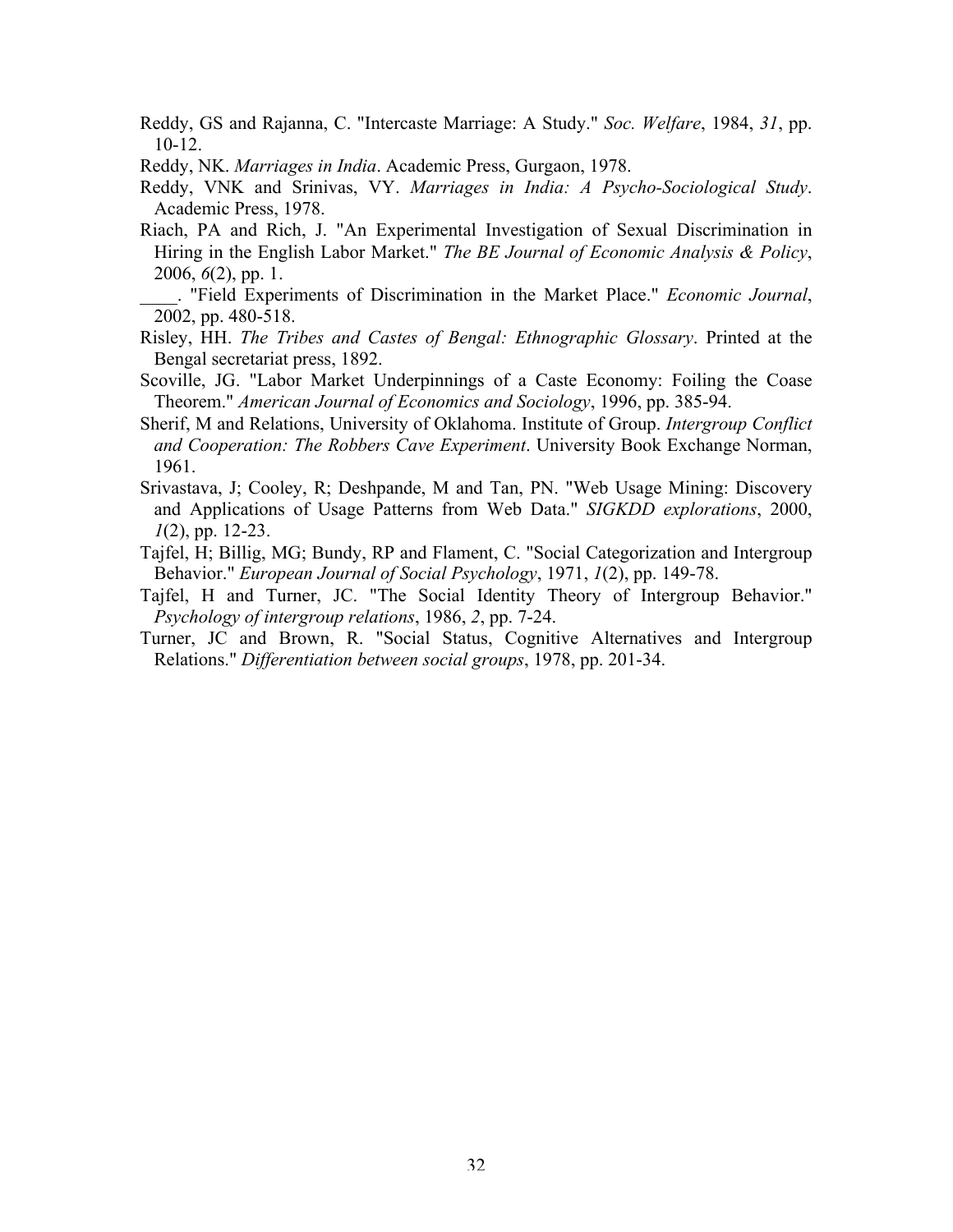Reddy, GS and Rajanna, C. "Intercaste Marriage: A Study." *Soc. Welfare*, 1984, *31*, pp. 10-12.

Reddy, NK. *Marriages in India*. Academic Press, Gurgaon, 1978.

Reddy, VNK and Srinivas, VY. *Marriages in India: A Psycho-Sociological Study*. Academic Press, 1978.

Riach, PA and Rich, J. "An Experimental Investigation of Sexual Discrimination in Hiring in the English Labor Market." *The BE Journal of Economic Analysis & Policy*, 2006, *6*(2), pp. 1.

____. "Field Experiments of Discrimination in the Market Place." *Economic Journal*, 2002, pp. 480-518.

Risley, HH. *The Tribes and Castes of Bengal: Ethnographic Glossary*. Printed at the Bengal secretariat press, 1892.

Scoville, JG. "Labor Market Underpinnings of a Caste Economy: Foiling the Coase Theorem." *American Journal of Economics and Sociology*, 1996, pp. 385-94.

Sherif, M and Relations, University of Oklahoma. Institute of Group. *Intergroup Conflict and Cooperation: The Robbers Cave Experiment*. University Book Exchange Norman, 1961.

Srivastava, J; Cooley, R; Deshpande, M and Tan, PN. "Web Usage Mining: Discovery and Applications of Usage Patterns from Web Data." *SIGKDD explorations*, 2000, *1*(2), pp. 12-23.

Tajfel, H; Billig, MG; Bundy, RP and Flament, C. "Social Categorization and Intergroup Behavior." *European Journal of Social Psychology*, 1971, *1*(2), pp. 149-78.

Tajfel, H and Turner, JC. "The Social Identity Theory of Intergroup Behavior." *Psychology of intergroup relations*, 1986, *2*, pp. 7-24.

Turner, JC and Brown, R. "Social Status, Cognitive Alternatives and Intergroup Relations." *Differentiation between social groups*, 1978, pp. 201-34.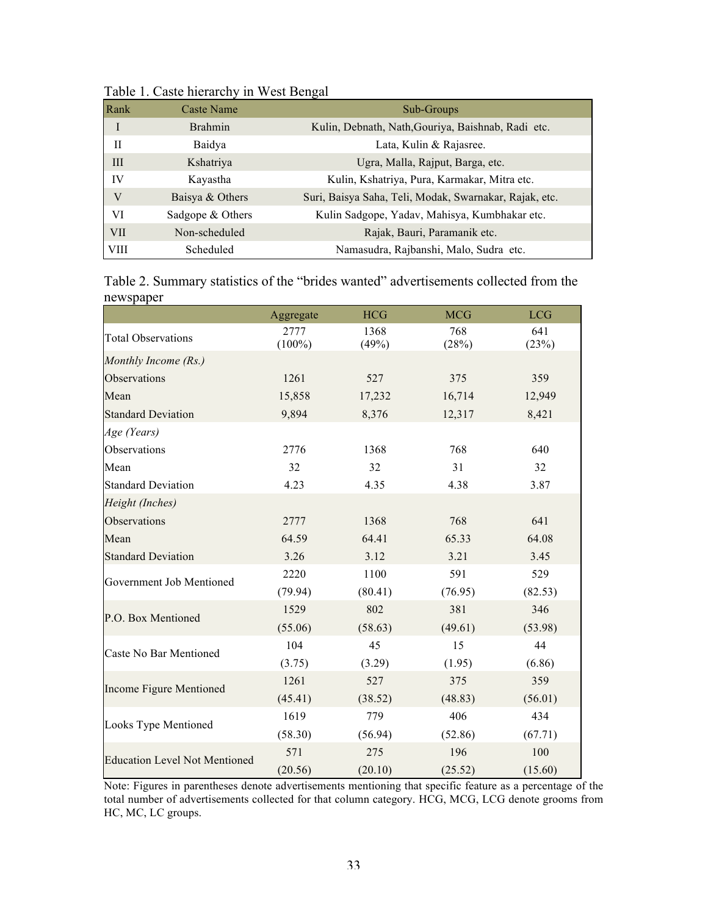Table 1. Caste hierarchy in West Bengal

| Rank | Caste Name | Sub-Groups |
|---|---|---|
| I | Brahmin | Kulin, Debnath, Nath,Gouriya, Baishnab, Radi etc. |
| II | Baidya | Lata, Kulin & Rajasree. |
| III | Kshatriya | Ugra, Malla, Rajput, Barga, etc. |
| IV | Kayastha | Kulin, Kshatriya, Pura, Karmakar, Mitra etc. |
| V | Baisya & Others | Suri, Baisya Saha, Teli, Modak, Swarnakar, Rajak, etc. |
| VI | Sadgope & Others | Kulin Sadgope, Yadav, Mahisya, Kumbhakar etc. |
| VII | Non-scheduled | Rajak, Bauri, Paramanik etc. |
| VIII | Scheduled | Namasudra, Rajbanshi, Malo, Sudra etc. |

Table 2. Summary statistics of the "brides wanted" advertisements collected from the newspaper

| | Aggregate | HCG | MCG | LCG |
|---|---|---|---|---|
| Total Observations | 2777 (100%) | 1368 (49%) | 768 (28%) | 641 (23%) |
| *Monthly Income (Rs.)* | | | | |
| Observations | 1261 | 527 | 375 | 359 |
| Mean | 15,858 | 17,232 | 16,714 | 12,949 |
| Standard Deviation | 9,894 | 8,376 | 12,317 | 8,421 |
| *Age (Years)* | | | | |
| Observations | 2776 | 1368 | 768 | 640 |
| Mean | 32 | 32 | 31 | 32 |
| Standard Deviation | 4.23 | 4.35 | 4.38 | 3.87 |
| *Height (Inches)* | | | | |
| Observations | 2777 | 1368 | 768 | 641 |
| Mean | 64.59 | 64.41 | 65.33 | 64.08 |
| Standard Deviation | 3.26 | 3.12 | 3.21 | 3.45 |
| Government Job Mentioned | 2220 (79.94) | 1100 (80.41) | 591 (76.95) | 529 (82.53) |
| P.O. Box Mentioned | 1529 (55.06) | 802 (58.63) | 381 (49.61) | 346 (53.98) |
| Caste No Bar Mentioned | 104 (3.75) | 45 (3.29) | 15 (1.95) | 44 (6.86) |
| Income Figure Mentioned | 1261 (45.41) | 527 (38.52) | 375 (48.83) | 359 (56.01) |
| Looks Type Mentioned | 1619 (58.30) | 779 (56.94) | 406 (52.86) | 434 (67.71) |
| Education Level Not Mentioned | 571 (20.56) | 275 (20.10) | 196 (25.52) | 100 (15.60) |

Note: Figures in parentheses denote advertisements mentioning that specific feature as a percentage of the total number of advertisements collected for that column category. HCG, MCG, LCG denote grooms from HC, MC, LC groups.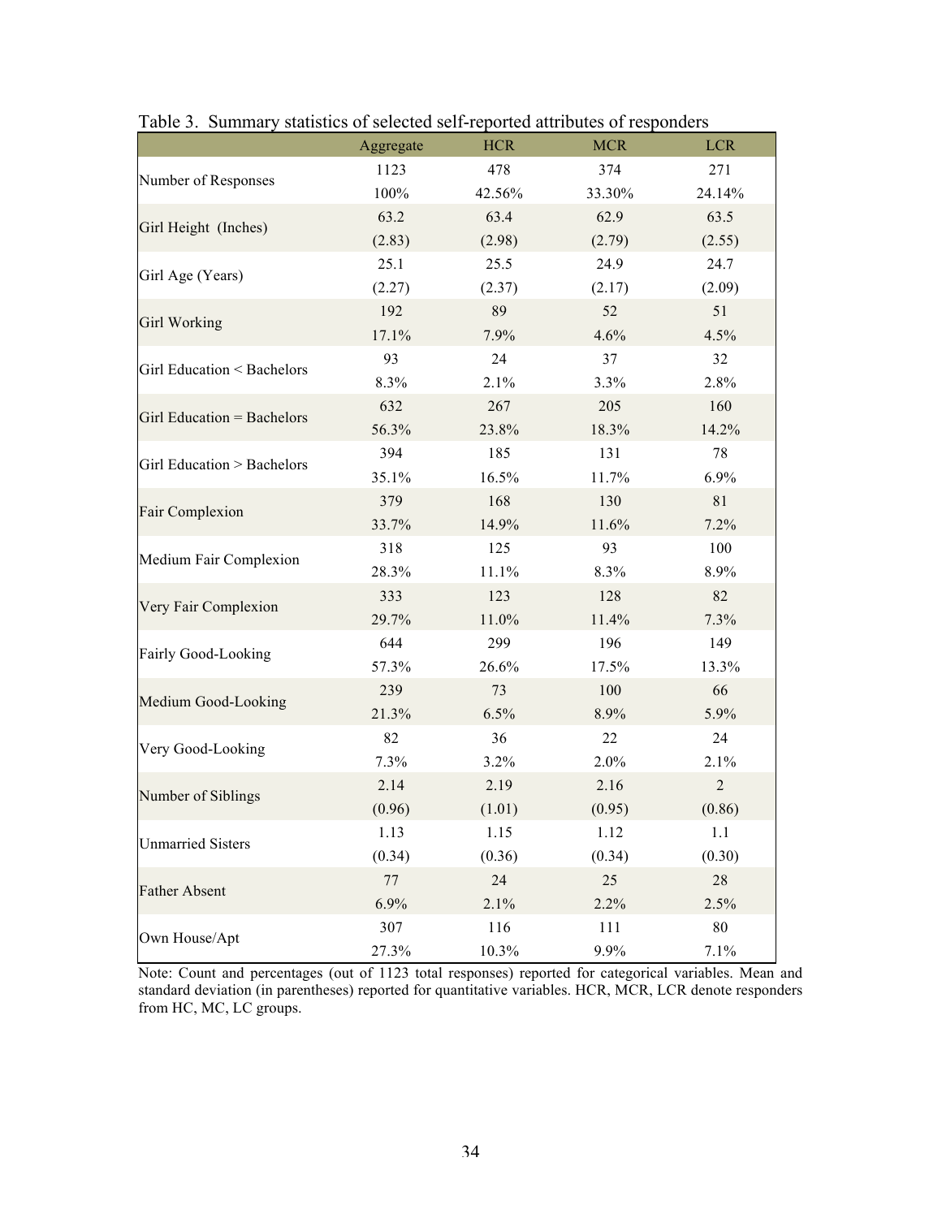Table 3. Summary statistics of selected self-reported attributes of responders

| | Aggregate | HCR | MCR | LCR |
|---|---|---|---|---|
| Number of Responses | 1123 | 478 | 374 | 271 |
| | 100% | 42.56% | 33.30% | 24.14% |
| Girl Height (Inches) | 63.2 | 63.4 | 62.9 | 63.5 |
| | (2.83) | (2.98) | (2.79) | (2.55) |
| Girl Age (Years) | 25.1 | 25.5 | 24.9 | 24.7 |
| | (2.27) | (2.37) | (2.17) | (2.09) |
| Girl Working | 192 | 89 | 52 | 51 |
| | 17.1% | 7.9% | 4.6% | 4.5% |
| Girl Education < Bachelors | 93 | 24 | 37 | 32 |
| | 8.3% | 2.1% | 3.3% | 2.8% |
| Girl Education = Bachelors | 632 | 267 | 205 | 160 |
| | 56.3% | 23.8% | 18.3% | 14.2% |
| Girl Education > Bachelors | 394 | 185 | 131 | 78 |
| | 35.1% | 16.5% | 11.7% | 6.9% |
| Fair Complexion | 379 | 168 | 130 | 81 |
| | 33.7% | 14.9% | 11.6% | 7.2% |
| Medium Fair Complexion | 318 | 125 | 93 | 100 |
| | 28.3% | 11.1% | 8.3% | 8.9% |
| Very Fair Complexion | 333 | 123 | 128 | 82 |
| | 29.7% | 11.0% | 11.4% | 7.3% |
| Fairly Good-Looking | 644 | 299 | 196 | 149 |
| | 57.3% | 26.6% | 17.5% | 13.3% |
| Medium Good-Looking | 239 | 73 | 100 | 66 |
| | 21.3% | 6.5% | 8.9% | 5.9% |
| Very Good-Looking | 82 | 36 | 22 | 24 |
| | 7.3% | 3.2% | 2.0% | 2.1% |
| Number of Siblings | 2.14 | 2.19 | 2.16 | 2 |
| | (0.96) | (1.01) | (0.95) | (0.86) |
| Unmarried Sisters | 1.13 | 1.15 | 1.12 | 1.1 |
| | (0.34) | (0.36) | (0.34) | (0.30) |
| Father Absent | 77 | 24 | 25 | 28 |
| | 6.9% | 2.1% | 2.2% | 2.5% |
| Own House/Apt | 307 | 116 | 111 | 80 |
| | 27.3% | 10.3% | 9.9% | 7.1% |

Note: Count and percentages (out of 1123 total responses) reported for categorical variables. Mean and standard deviation (in parentheses) reported for quantitative variables. HCR, MCR, LCR denote responders from HC, MC, LC groups.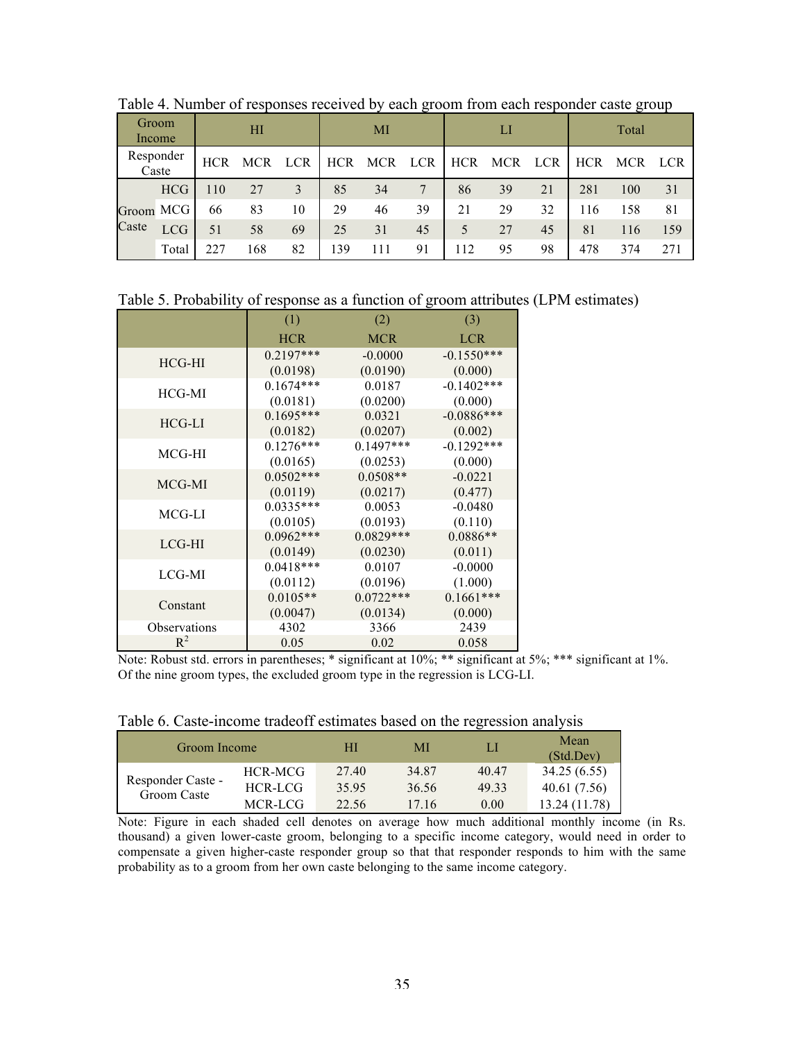Table 4. Number of responses received by each groom from each responder caste group

| Groom Income | | HI | | | MI | | | LI | | | Total | | |
|---|---|---|---|---|---|---|---|---|---|---|---|---|---|
| Responder Caste | | HCR | MCR | LCR | HCR | MCR | LCR | HCR | MCR | LCR | HCR | MCR | LCR |
| Groom Caste | HCG | 110 | 27 | 3 | 85 | 34 | 7 | 86 | 39 | 21 | 281 | 100 | 31 |
| | MCG | 66 | 83 | 10 | 29 | 46 | 39 | 21 | 29 | 32 | 116 | 158 | 81 |
| | LCG | 51 | 58 | 69 | 25 | 31 | 45 | 5 | 27 | 45 | 81 | 116 | 159 |
| | Total | 227 | 168 | 82 | 139 | 111 | 91 | 112 | 95 | 98 | 478 | 374 | 271 |

Table 5. Probability of response as a function of groom attributes (LPM estimates)

| | (1) HCR | (2) MCR | (3) LCR |
|---|---|---|---|
| HCG-HI | 0.2197*** | -0.0000 | -0.1550*** |
| | (0.0198) | (0.0190) | (0.000) |
| HCG-MI | 0.1674*** | 0.0187 | -0.1402*** |
| | (0.0181) | (0.0200) | (0.000) |
| HCG-LI | 0.1695*** | 0.0321 | -0.0886*** |
| | (0.0182) | (0.0207) | (0.002) |
| MCG-HI | 0.1276*** | 0.1497*** | -0.1292*** |
| | (0.0165) | (0.0253) | (0.000) |
| MCG-MI | 0.0502*** | 0.0508** | -0.0221 |
| | (0.0119) | (0.0217) | (0.477) |
| MCG-LI | 0.0335*** | 0.0053 | -0.0480 |
| | (0.0105) | (0.0193) | (0.110) |
| LCG-HI | 0.0962*** | 0.0829*** | 0.0886** |
| | (0.0149) | (0.0230) | (0.011) |
| LCG-MI | 0.0418*** | 0.0107 | -0.0000 |
| | (0.0112) | (0.0196) | (1.000) |
| Constant | 0.0105** | 0.0722*** | 0.1661*** |
| | (0.0047) | (0.0134) | (0.000) |
| Observations | 4302 | 3366 | 2439 |
| $R^2$ | 0.05 | 0.02 | 0.058 |

Note: Robust std. errors in parentheses; * significant at 10%; ** significant at 5%; *** significant at 1%. Of the nine groom types, the excluded groom type in the regression is LCG-LI.

Table 6. Caste-income tradeoff estimates based on the regression analysis

| Groom Income | | HI | MI | LI | Mean (Std.Dev) |
|---|---|---|---|---|---|
| Responder Caste - Groom Caste | HCR-MCG | 27.40 | 34.87 | 40.47 | 34.25 (6.55) |
| | HCR-LCG | 35.95 | 36.56 | 49.33 | 40.61 (7.56) |
| | MCR-LCG | 22.56 | 17.16 | 0.00 | 13.24 (11.78) |

Note: Figure in each shaded cell denotes on average how much additional monthly income (in Rs. thousand) a given lower-caste groom, belonging to a specific income category, would need in order to compensate a given higher-caste responder group so that that responder responds to him with the same probability as to a groom from her own caste belonging to the same income category.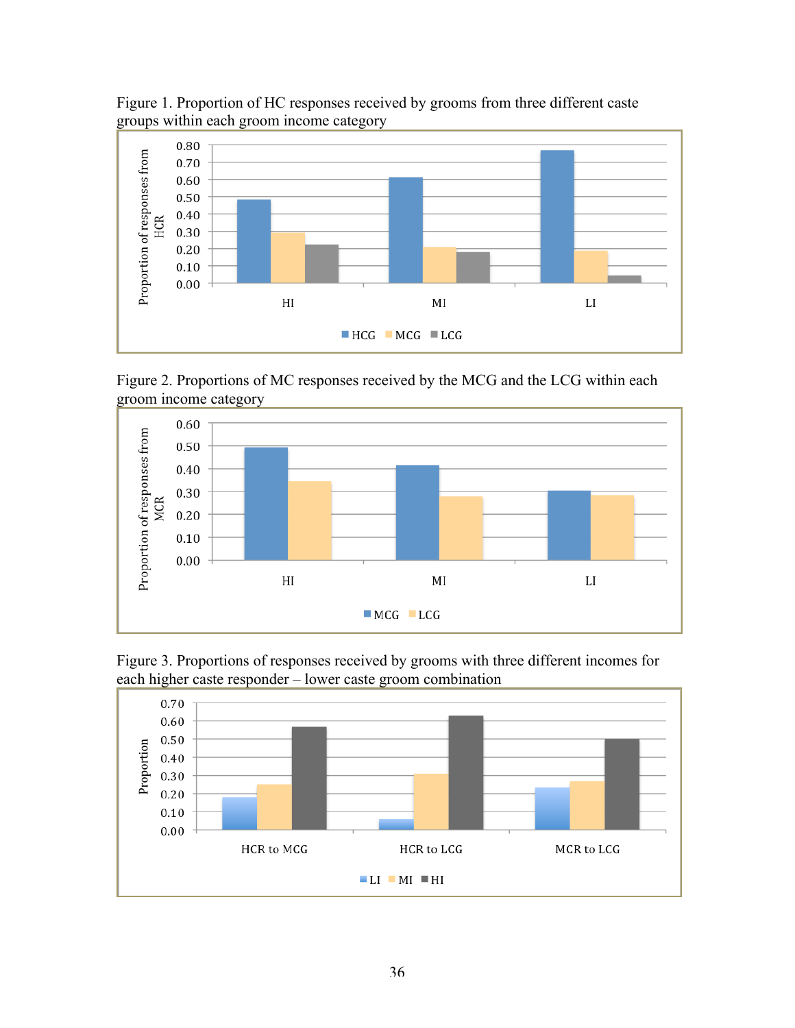Figure 1. Proportion of HC responses received by grooms from three different caste groups within each groom income category

Proportion of responses from HCR

0.80
0.70
0.60
0.50
0.40
0.30
0.20
0.10
0.00

HI
MI
LI

HCG MCG LCG

Figure 2. Proportions of MC responses received by the MCG and the LCG within each groom income category

Proportion of responses from MCR

0.60
0.50
0.40
0.30
0.20
0.10
0.00

HI
MI
LI

MCG LCG

Figure 3. Proportions of responses received by grooms with three different incomes for each higher caste responder – lower caste groom combination

Proportion

0.70
0.60
0.50
0.40
0.30
0.20
0.10
0.00

HCR to MCG
HCR to LCG
MCR to LCG

LI MI HI